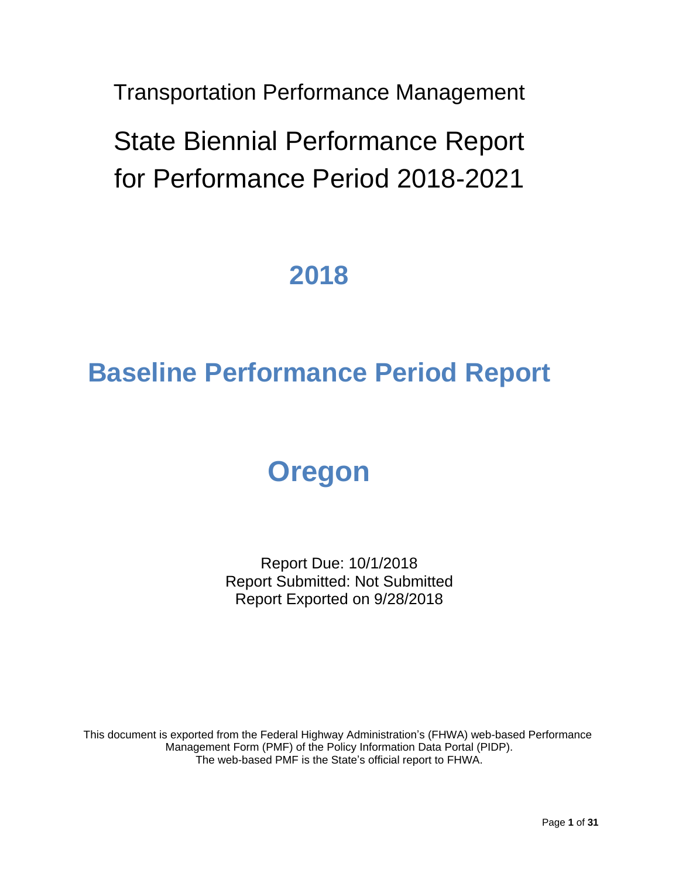Transportation Performance Management

# State Biennial Performance Report for Performance Period 2018-2021

# 2018

# Baseline Performance Period Report

# Oregon

Report Due: 10/1/2018
Report Submitted: Not Submitted
Report Exported on 9/28/2018

This document is exported from the Federal Highway Administration's (FHWA) web-based Performance Management Form (PMF) of the Policy Information Data Portal (PIDP). The web-based PMF is the State's official report to FHWA.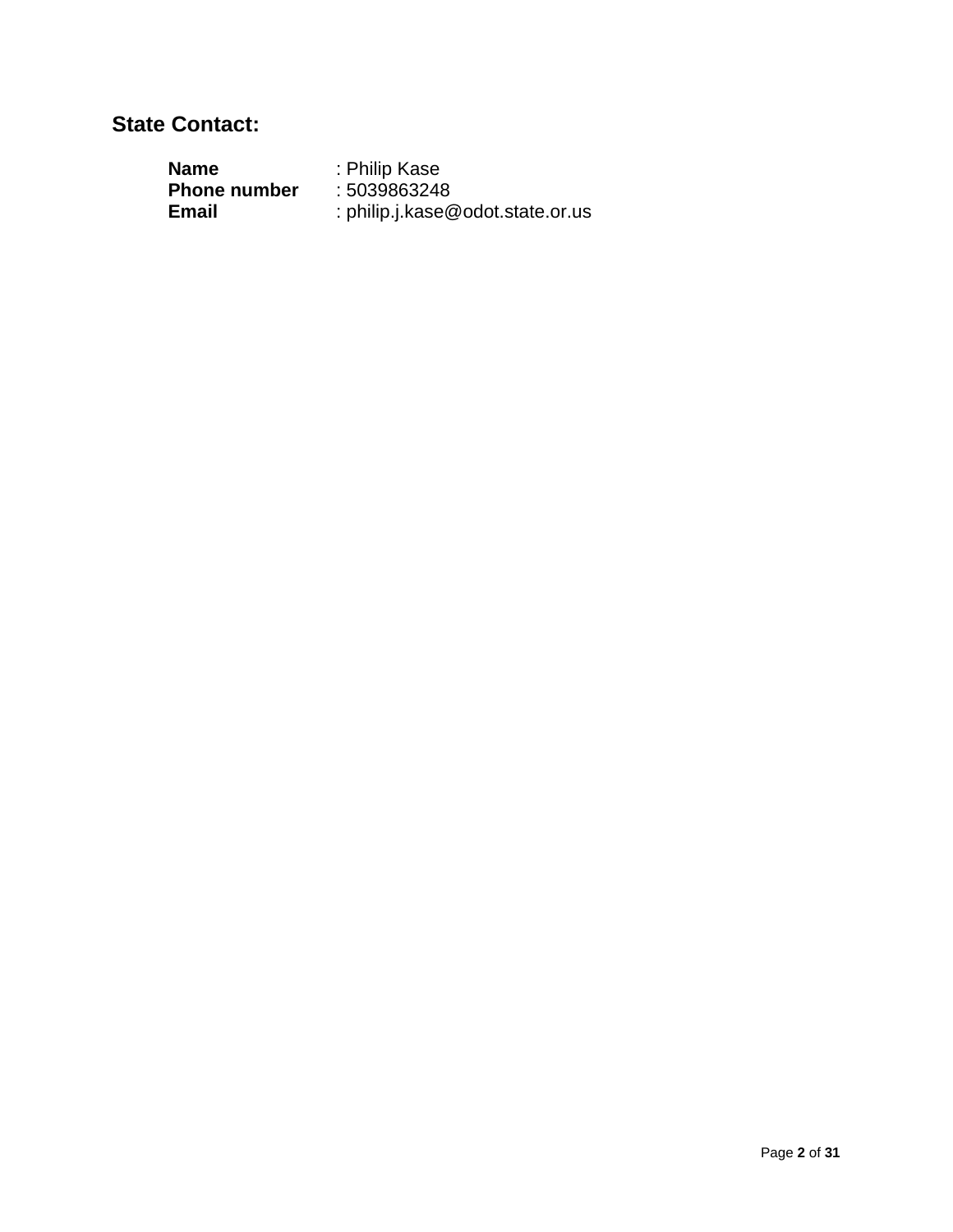## State Contact:

**Name** : Philip Kase
**Phone number** : 5039863248
**Email** : philip.j.kase@odot.state.or.us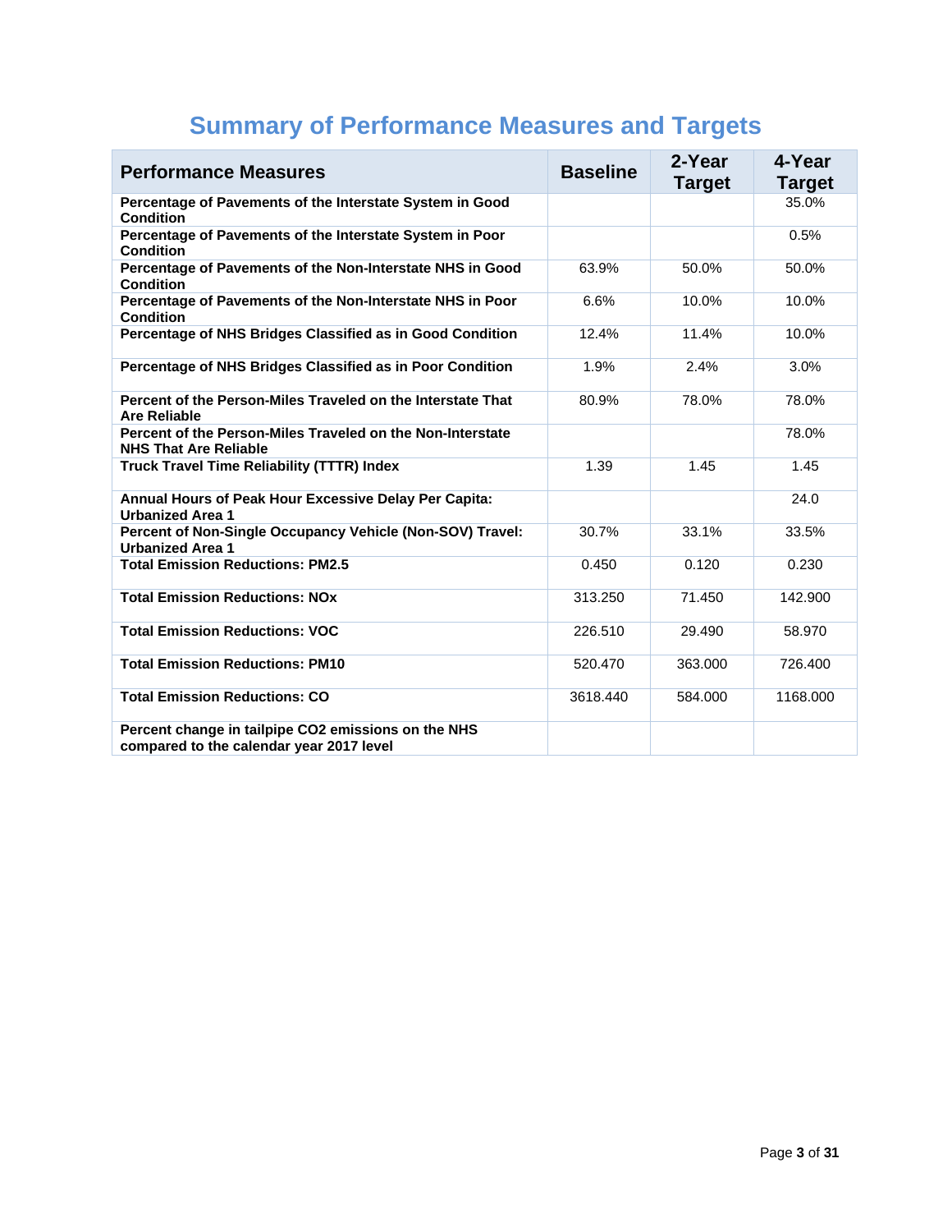# Summary of Performance Measures and Targets

| Performance Measures | Baseline | 2-Year Target | 4-Year Target |
|---|---|---|---|
| **Percentage of Pavements of the Interstate System in Good Condition** | | | 35.0% |
| **Percentage of Pavements of the Interstate System in Poor Condition** | | | 0.5% |
| **Percentage of Pavements of the Non-Interstate NHS in Good Condition** | 63.9% | 50.0% | 50.0% |
| **Percentage of Pavements of the Non-Interstate NHS in Poor Condition** | 6.6% | 10.0% | 10.0% |
| **Percentage of NHS Bridges Classified as in Good Condition** | 12.4% | 11.4% | 10.0% |
| **Percentage of NHS Bridges Classified as in Poor Condition** | 1.9% | 2.4% | 3.0% |
| **Percent of the Person-Miles Traveled on the Interstate That Are Reliable** | 80.9% | 78.0% | 78.0% |
| **Percent of the Person-Miles Traveled on the Non-Interstate NHS That Are Reliable** | | | 78.0% |
| **Truck Travel Time Reliability (TTTR) Index** | 1.39 | 1.45 | 1.45 |
| **Annual Hours of Peak Hour Excessive Delay Per Capita: Urbanized Area 1** | | | 24.0 |
| **Percent of Non-Single Occupancy Vehicle (Non-SOV) Travel: Urbanized Area 1** | 30.7% | 33.1% | 33.5% |
| **Total Emission Reductions: PM2.5** | 0.450 | 0.120 | 0.230 |
| **Total Emission Reductions: NOx** | 313.250 | 71.450 | 142.900 |
| **Total Emission Reductions: VOC** | 226.510 | 29.490 | 58.970 |
| **Total Emission Reductions: PM10** | 520.470 | 363.000 | 726.400 |
| **Total Emission Reductions: CO** | 3618.440 | 584.000 | 1168.000 |
| **Percent change in tailpipe $CO_2$ emissions on the NHS compared to the calendar year 2017 level** | | | |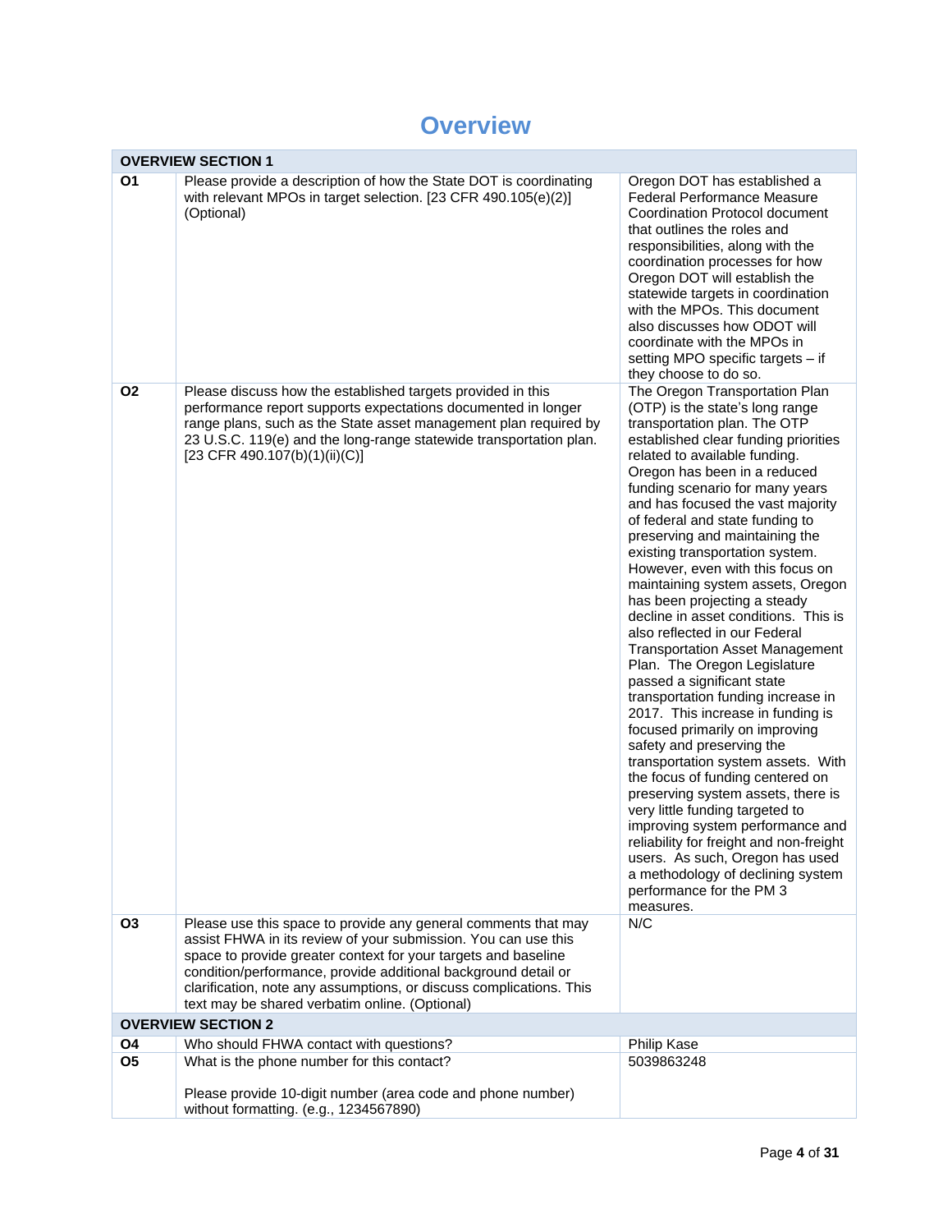# Overview

| OVERVIEW SECTION 1 | | |
|---|---|---|
| O1 | Please provide a description of how the State DOT is coordinating with relevant MPOs in target selection. [23 CFR 490.105(e)(2)] (Optional) | Oregon DOT has established a Federal Performance Measure Coordination Protocol document that outlines the roles and responsibilities, along with the coordination processes for how Oregon DOT will establish the statewide targets in coordination with the MPOs. This document also discusses how ODOT will coordinate with the MPOs in setting MPO specific targets – if they choose to do so. |
| O2 | Please discuss how the established targets provided in this performance report supports expectations documented in longer range plans, such as the State asset management plan required by 23 U.S.C. 119(e) and the long-range statewide transportation plan. [23 CFR 490.107(b)(1)(ii)(C)] | The Oregon Transportation Plan (OTP) is the state's long range transportation plan. The OTP established clear funding priorities related to available funding. Oregon has been in a reduced funding scenario for many years and has focused the vast majority of federal and state funding to preserving and maintaining the existing transportation system. However, even with this focus on maintaining system assets, Oregon has been projecting a steady decline in asset conditions. This is also reflected in our Federal Transportation Asset Management Plan. The Oregon Legislature passed a significant state transportation funding increase in 2017. This increase in funding is focused primarily on improving safety and preserving the transportation system assets. With the focus of funding centered on preserving system assets, there is very little funding targeted to improving system performance and reliability for freight and non-freight users. As such, Oregon has used a methodology of declining system performance for the PM 3 measures. |
| O3 | Please use this space to provide any general comments that may assist FHWA in its review of your submission. You can use this space to provide greater context for your targets and baseline condition/performance, provide additional background detail or clarification, note any assumptions, or discuss complications. This text may be shared verbatim online. (Optional) | N/C |
| **OVERVIEW SECTION 2** | | |
| O4 | Who should FHWA contact with questions? | Philip Kase |
| O5 | What is the phone number for this contact?<br><br>Please provide 10-digit number (area code and phone number) without formatting. (e.g., 1234567890) | 5039863248 |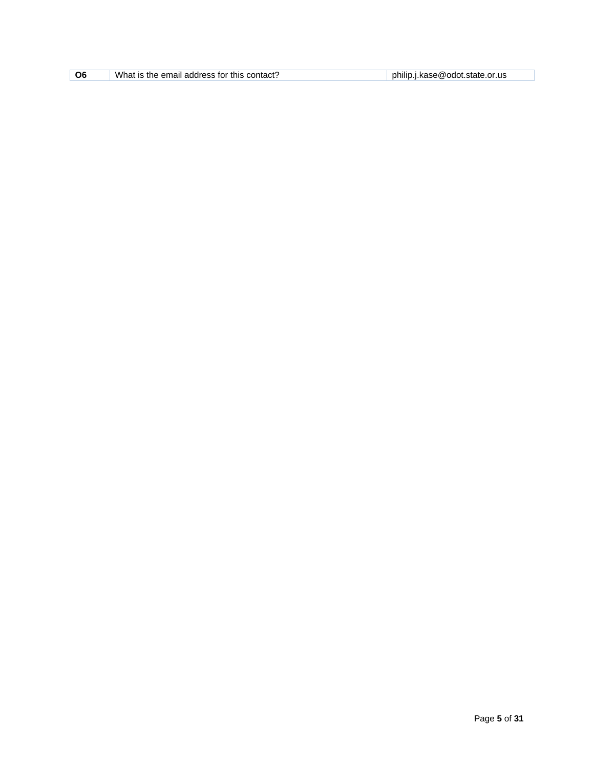| **O6** | What is the email address for this contact? | philip.j.kase@odot.state.or.us |
|---|---|---|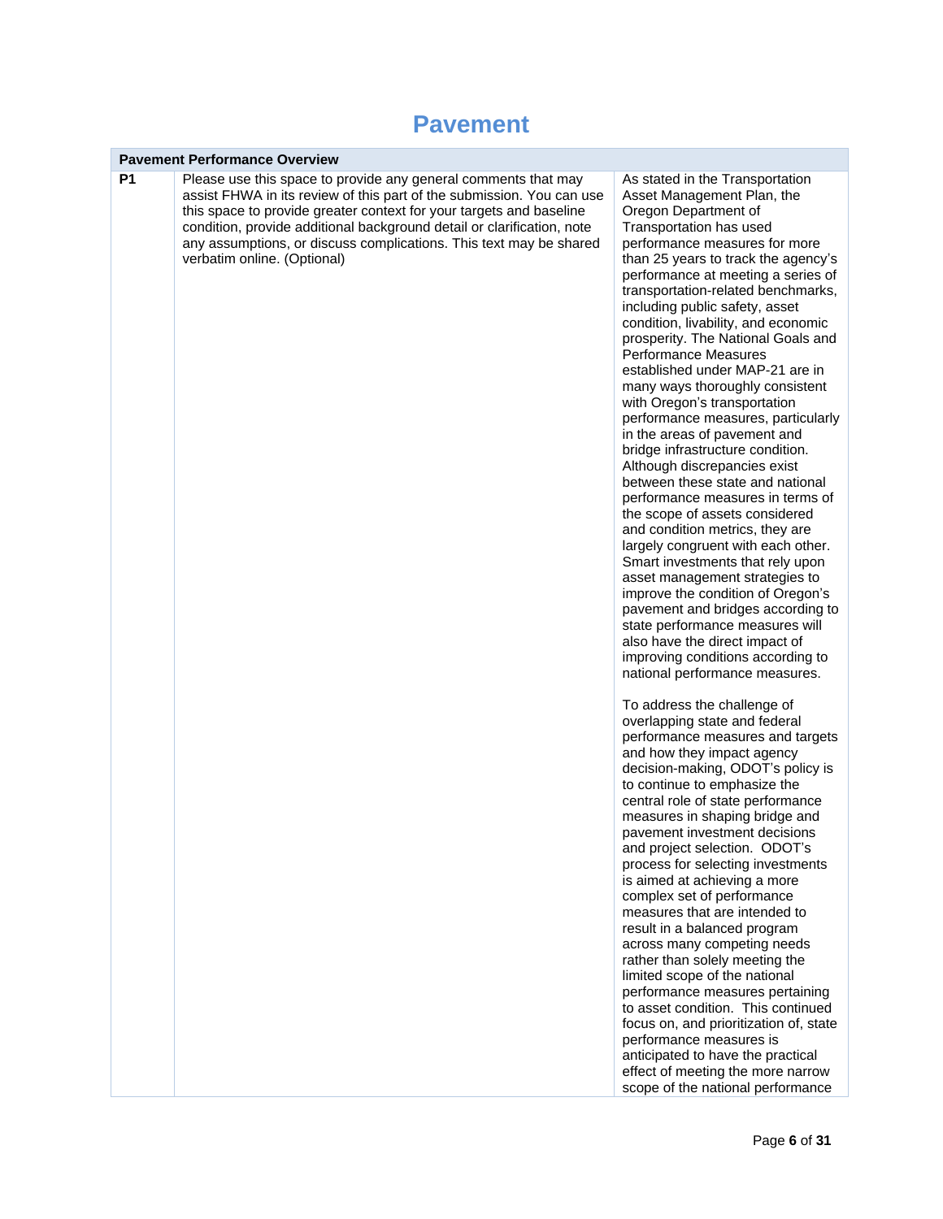# Pavement

| Pavement Performance Overview | | |
|---|---|---|
| **P1** | Please use this space to provide any general comments that may assist FHWA in its review of this part of the submission. You can use this space to provide greater context for your targets and baseline condition, provide additional background detail or clarification, note any assumptions, or discuss complications. This text may be shared verbatim online. (Optional) | As stated in the Transportation Asset Management Plan, the Oregon Department of Transportation has used performance measures for more than 25 years to track the agency's performance at meeting a series of transportation-related benchmarks, including public safety, asset condition, livability, and economic prosperity. The National Goals and Performance Measures established under MAP-21 are in many ways thoroughly consistent with Oregon's transportation performance measures, particularly in the areas of pavement and bridge infrastructure condition. Although discrepancies exist between these state and national performance measures in terms of the scope of assets considered and condition metrics, they are largely congruent with each other. Smart investments that rely upon asset management strategies to improve the condition of Oregon's pavement and bridges according to state performance measures will also have the direct impact of improving conditions according to national performance measures.<br><br>To address the challenge of overlapping state and federal performance measures and targets and how they impact agency decision-making, ODOT's policy is to continue to emphasize the central role of state performance measures in shaping bridge and pavement investment decisions and project selection. ODOT's process for selecting investments is aimed at achieving a more complex set of performance measures that are intended to result in a balanced program across many competing needs rather than solely meeting the limited scope of the national performance measures pertaining to asset condition. This continued focus on, and prioritization of, state performance measures is anticipated to have the practical effect of meeting the more narrow scope of the national performance |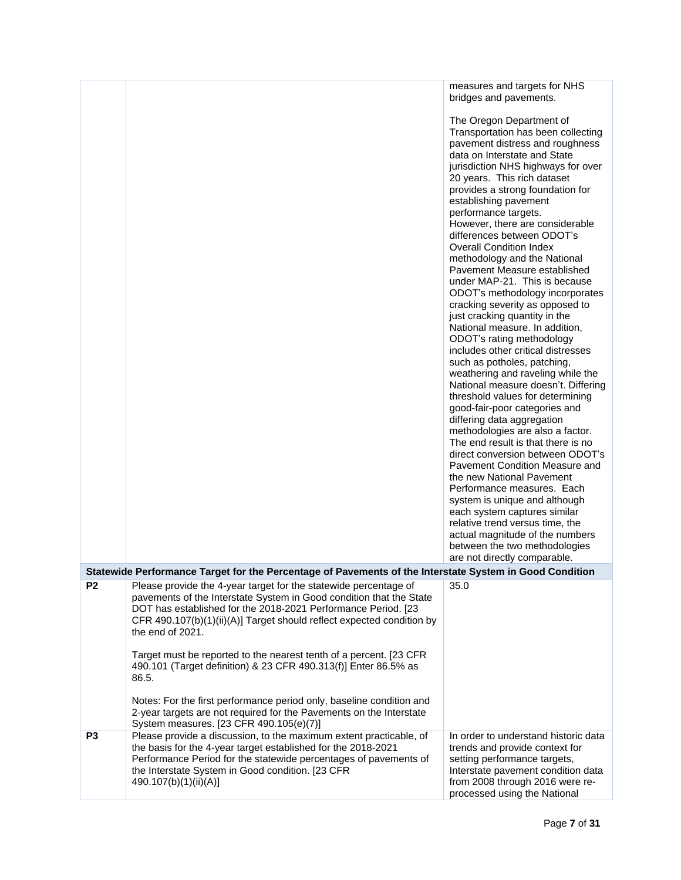| | | |
|---|---|---|
| | | measures and targets for NHS bridges and pavements.<br><br>The Oregon Department of Transportation has been collecting pavement distress and roughness data on Interstate and State jurisdiction NHS highways for over 20 years. This rich dataset provides a strong foundation for establishing pavement performance targets. However, there are considerable differences between ODOT's Overall Condition Index methodology and the National Pavement Measure established under MAP-21. This is because ODOT's methodology incorporates cracking severity as opposed to just cracking quantity in the National measure. In addition, ODOT's rating methodology includes other critical distresses such as potholes, patching, weathering and raveling while the National measure doesn't. Differing threshold values for determining good-fair-poor categories and differing data aggregation methodologies are also a factor. The end result is that there is no direct conversion between ODOT's Pavement Condition Measure and the new National Pavement Performance measures. Each system is unique and although each system captures similar relative trend versus time, the actual magnitude of the numbers between the two methodologies are not directly comparable. |
| **Statewide Performance Target for the Percentage of Pavements of the Interstate System in Good Condition** | | |
| **P2** | Please provide the 4-year target for the statewide percentage of pavements of the Interstate System in Good condition that the State DOT has established for the 2018-2021 Performance Period. [23 CFR 490.107(b)(1)(ii)(A)] Target should reflect expected condition by the end of 2021.<br><br>Target must be reported to the nearest tenth of a percent. [23 CFR 490.101 (Target definition) & 23 CFR 490.313(f)] Enter 86.5% as 86.5.<br><br>Notes: For the first performance period only, baseline condition and 2-year targets are not required for the Pavements on the Interstate System measures. [23 CFR 490.105(e)(7)] | 35.0 |
| **P3** | Please provide a discussion, to the maximum extent practicable, of the basis for the 4-year target established for the 2018-2021 Performance Period for the statewide percentages of pavements of the Interstate System in Good condition. [23 CFR 490.107(b)(1)(ii)(A)] | In order to understand historic data trends and provide context for setting performance targets, Interstate pavement condition data from 2008 through 2016 were re-processed using the National |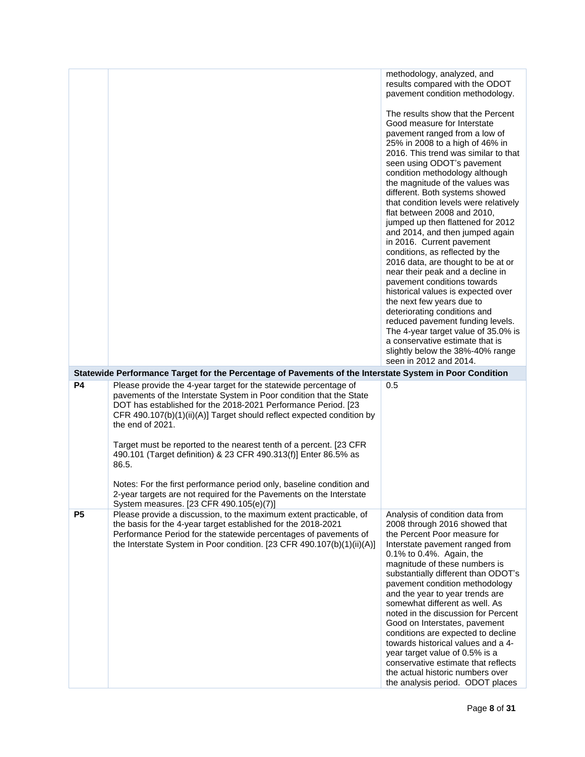| | | |
|---|---|---|
| | | methodology, analyzed, and results compared with the ODOT pavement condition methodology.<br><br>The results show that the Percent Good measure for Interstate pavement ranged from a low of 25% in 2008 to a high of 46% in 2016. This trend was similar to that seen using ODOT's pavement condition methodology although the magnitude of the values was different. Both systems showed that condition levels were relatively flat between 2008 and 2010, jumped up then flattened for 2012 and 2014, and then jumped again in 2016. Current pavement conditions, as reflected by the 2016 data, are thought to be at or near their peak and a decline in pavement conditions towards historical values is expected over the next few years due to deteriorating conditions and reduced pavement funding levels. The 4-year target value of 35.0% is a conservative estimate that is slightly below the 38%-40% range seen in 2012 and 2014. |
| **Statewide Performance Target for the Percentage of Pavements of the Interstate System in Poor Condition** | | |
| **P4** | Please provide the 4-year target for the statewide percentage of pavements of the Interstate System in Poor condition that the State DOT has established for the 2018-2021 Performance Period. [23 CFR 490.107(b)(1)(ii)(A)] Target should reflect expected condition by the end of 2021.<br><br>Target must be reported to the nearest tenth of a percent. [23 CFR 490.101 (Target definition) & 23 CFR 490.313(f)] Enter 86.5% as 86.5.<br><br>Notes: For the first performance period only, baseline condition and 2-year targets are not required for the Pavements on the Interstate System measures. [23 CFR 490.105(e)(7)] | 0.5 |
| **P5** | Please provide a discussion, to the maximum extent practicable, of the basis for the 4-year target established for the 2018-2021 Performance Period for the statewide percentages of pavements of the Interstate System in Poor condition. [23 CFR 490.107(b)(1)(ii)(A)] | Analysis of condition data from 2008 through 2016 showed that the Percent Poor measure for Interstate pavement ranged from 0.1% to 0.4%. Again, the magnitude of these numbers is substantially different than ODOT's pavement condition methodology and the year to year trends are somewhat different as well. As noted in the discussion for Percent Good on Interstates, pavement conditions are expected to decline towards historical values and a 4-year target value of 0.5% is a conservative estimate that reflects the actual historic numbers over the analysis period. ODOT places |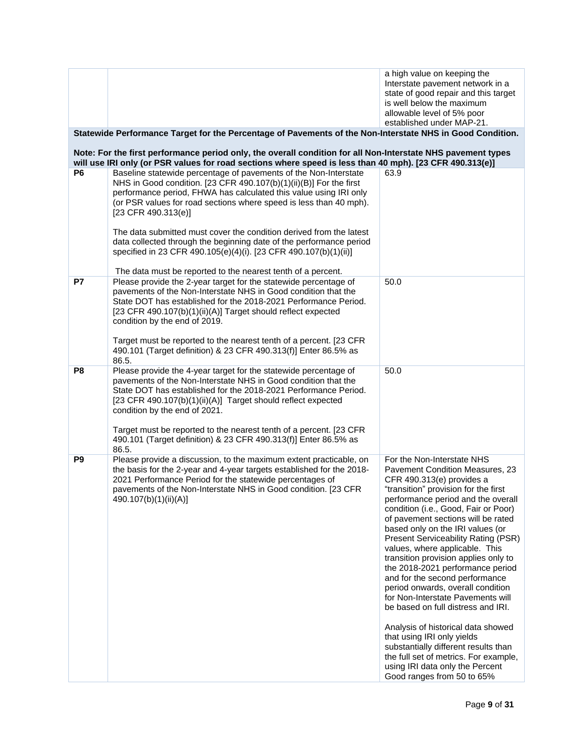| | | |
|---|---|---|
| | | a high value on keeping the Interstate pavement network in a state of good repair and this target is well below the maximum allowable level of 5% poor established under MAP-21. |
| **Statewide Performance Target for the Percentage of Pavements of the Non-Interstate NHS in Good Condition.**<br><br>**Note: For the first performance period only, the overall condition for all Non-Interstate NHS pavement types will use IRI only (or PSR values for road sections where speed is less than 40 mph). [23 CFR 490.313(e)]** | | |
| **P6** | Baseline statewide percentage of pavements of the Non-Interstate NHS in Good condition. [23 CFR 490.107(b)(1)(ii)(B)] For the first performance period, FHWA has calculated this value using IRI only (or PSR values for road sections where speed is less than 40 mph). [23 CFR 490.313(e)]<br><br>The data submitted must cover the condition derived from the latest data collected through the beginning date of the performance period specified in 23 CFR 490.105(e)(4)(i). [23 CFR 490.107(b)(1)(ii)]<br><br>The data must be reported to the nearest tenth of a percent. | 63.9 |
| **P7** | Please provide the 2-year target for the statewide percentage of pavements of the Non-Interstate NHS in Good condition that the State DOT has established for the 2018-2021 Performance Period. [23 CFR 490.107(b)(1)(ii)(A)] Target should reflect expected condition by the end of 2019.<br><br>Target must be reported to the nearest tenth of a percent. [23 CFR 490.101 (Target definition) & 23 CFR 490.313(f)] Enter 86.5% as 86.5. | 50.0 |
| **P8** | Please provide the 4-year target for the statewide percentage of pavements of the Non-Interstate NHS in Good condition that the State DOT has established for the 2018-2021 Performance Period. [23 CFR 490.107(b)(1)(ii)(A)] Target should reflect expected condition by the end of 2021.<br><br>Target must be reported to the nearest tenth of a percent. [23 CFR 490.101 (Target definition) & 23 CFR 490.313(f)] Enter 86.5% as 86.5. | 50.0 |
| **P9** | Please provide a discussion, to the maximum extent practicable, on the basis for the 2-year and 4-year targets established for the 2018-2021 Performance Period for the statewide percentages of pavements of the Non-Interstate NHS in Good condition. [23 CFR 490.107(b)(1)(ii)(A)] | For the Non-Interstate NHS Pavement Condition Measures, 23 CFR 490.313(e) provides a "transition" provision for the first performance period and the overall condition (i.e., Good, Fair or Poor) of pavement sections will be rated based only on the IRI values (or Present Serviceability Rating (PSR) values, where applicable. This transition provision applies only to the 2018-2021 performance period and for the second performance period onwards, overall condition for Non-Interstate Pavements will be based on full distress and IRI.<br><br>Analysis of historical data showed that using IRI only yields substantially different results than the full set of metrics. For example, using IRI data only the Percent Good ranges from 50 to 65% |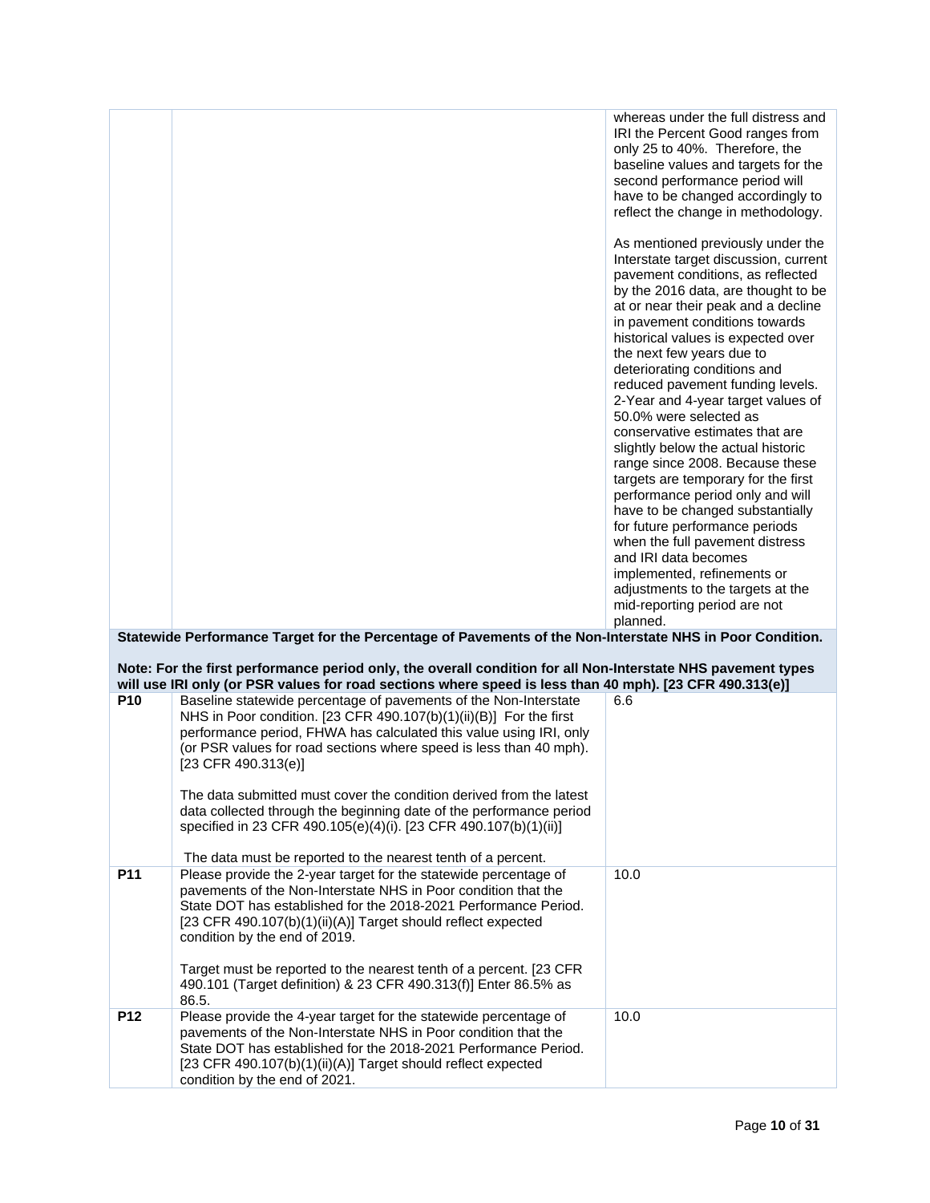| | | |
|---|---|---|
| | | whereas under the full distress and IRI the Percent Good ranges from only 25 to 40%. Therefore, the baseline values and targets for the second performance period will have to be changed accordingly to reflect the change in methodology.<br><br>As mentioned previously under the Interstate target discussion, current pavement conditions, as reflected by the 2016 data, are thought to be at or near their peak and a decline in pavement conditions towards historical values is expected over the next few years due to deteriorating conditions and reduced pavement funding levels. 2-Year and 4-year target values of 50.0% were selected as conservative estimates that are slightly below the actual historic range since 2008. Because these targets are temporary for the first performance period only and will have to be changed substantially for future performance periods when the full pavement distress and IRI data becomes implemented, refinements or adjustments to the targets at the mid-reporting period are not planned. |
| **Statewide Performance Target for the Percentage of Pavements of the Non-Interstate NHS in Poor Condition.**<br><br>**Note: For the first performance period only, the overall condition for all Non-Interstate NHS pavement types will use IRI only (or PSR values for road sections where speed is less than 40 mph). [23 CFR 490.313(e)]** | | |
| **P10** | Baseline statewide percentage of pavements of the Non-Interstate NHS in Poor condition. [23 CFR 490.107(b)(1)(ii)(B)] For the first performance period, FHWA has calculated this value using IRI, only (or PSR values for road sections where speed is less than 40 mph). [23 CFR 490.313(e)]<br><br>The data submitted must cover the condition derived from the latest data collected through the beginning date of the performance period specified in 23 CFR 490.105(e)(4)(i). [23 CFR 490.107(b)(1)(ii)]<br><br>The data must be reported to the nearest tenth of a percent. | 6.6 |
| **P11** | Please provide the 2-year target for the statewide percentage of pavements of the Non-Interstate NHS in Poor condition that the State DOT has established for the 2018-2021 Performance Period. [23 CFR 490.107(b)(1)(ii)(A)] Target should reflect expected condition by the end of 2019.<br><br>Target must be reported to the nearest tenth of a percent. [23 CFR 490.101 (Target definition) & 23 CFR 490.313(f)] Enter 86.5% as 86.5. | 10.0 |
| **P12** | Please provide the 4-year target for the statewide percentage of pavements of the Non-Interstate NHS in Poor condition that the State DOT has established for the 2018-2021 Performance Period. [23 CFR 490.107(b)(1)(ii)(A)] Target should reflect expected condition by the end of 2021. | 10.0 |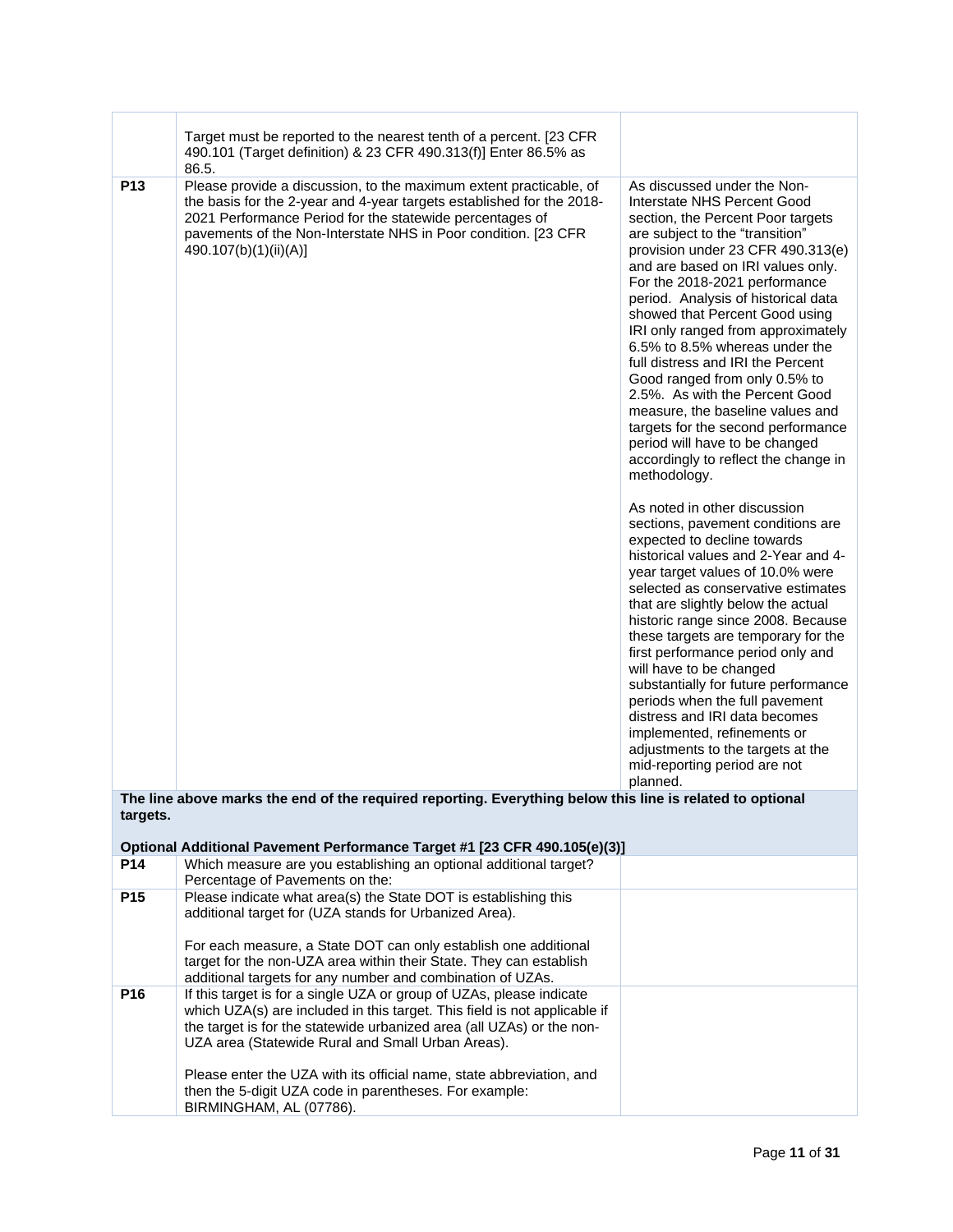|  |  |  |
|---|---|---|
|  | Target must be reported to the nearest tenth of a percent. [23 CFR 490.101 (Target definition) & 23 CFR 490.313(f)] Enter 86.5% as 86.5. |  |
| P13 | Please provide a discussion, to the maximum extent practicable, of the basis for the 2-year and 4-year targets established for the 2018-2021 Performance Period for the statewide percentages of pavements of the Non-Interstate NHS in Poor condition. [23 CFR 490.107(b)(1)(ii)(A)] | As discussed under the Non-Interstate NHS Percent Good section, the Percent Poor targets are subject to the "transition" provision under 23 CFR 490.313(e) and are based on IRI values only. For the 2018-2021 performance period. Analysis of historical data showed that Percent Good using IRI only ranged from approximately 6.5% to 8.5% whereas under the full distress and IRI the Percent Good ranged from only 0.5% to 2.5%. As with the Percent Good measure, the baseline values and targets for the second performance period will have to be changed accordingly to reflect the change in methodology.<br><br>As noted in other discussion sections, pavement conditions are expected to decline towards historical values and 2-Year and 4-year target values of 10.0% were selected as conservative estimates that are slightly below the actual historic range since 2008. Because these targets are temporary for the first performance period only and will have to be changed substantially for future performance periods when the full pavement distress and IRI data becomes implemented, refinements or adjustments to the targets at the mid-reporting period are not planned. |

**The line above marks the end of the required reporting. Everything below this line is related to optional targets.**

**Optional Additional Pavement Performance Target #1 [23 CFR 490.105(e)(3)]**

|  |  |  |
|---|---|---|
| P14 | Which measure are you establishing an optional additional target? Percentage of Pavements on the: |  |
| P15 | Please indicate what area(s) the State DOT is establishing this additional target for (UZA stands for Urbanized Area).<br><br>For each measure, a State DOT can only establish one additional target for the non-UZA area within their State. They can establish additional targets for any number and combination of UZAs. |  |
| P16 | If this target is for a single UZA or group of UZAs, please indicate which UZA(s) are included in this target. This field is not applicable if the target is for the statewide urbanized area (all UZAs) or the non-UZA area (Statewide Rural and Small Urban Areas).<br><br>Please enter the UZA with its official name, state abbreviation, and then the 5-digit UZA code in parentheses. For example: BIRMINGHAM, AL (07786). |  |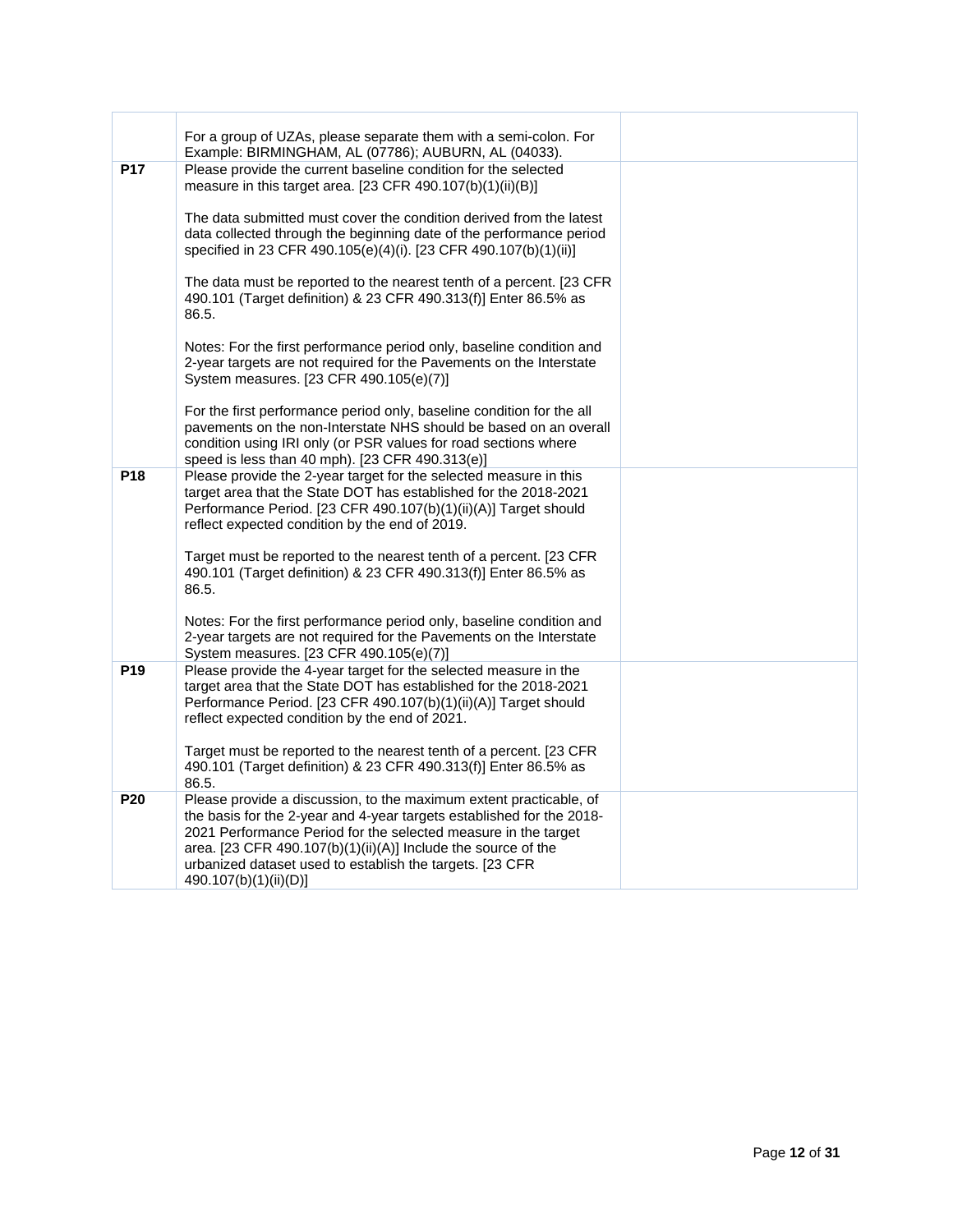| | | |
|---|---|---|
| | For a group of UZAs, please separate them with a semi-colon. For Example: BIRMINGHAM, AL (07786); AUBURN, AL (04033). | |
| **P17** | Please provide the current baseline condition for the selected measure in this target area. [23 CFR 490.107(b)(1)(ii)(B)]<br><br>The data submitted must cover the condition derived from the latest data collected through the beginning date of the performance period specified in 23 CFR 490.105(e)(4)(i). [23 CFR 490.107(b)(1)(ii)]<br><br>The data must be reported to the nearest tenth of a percent. [23 CFR 490.101 (Target definition) & 23 CFR 490.313(f)] Enter 86.5% as 86.5.<br><br>Notes: For the first performance period only, baseline condition and 2-year targets are not required for the Pavements on the Interstate System measures. [23 CFR 490.105(e)(7)]<br><br>For the first performance period only, baseline condition for the all pavements on the non-Interstate NHS should be based on an overall condition using IRI only (or PSR values for road sections where speed is less than 40 mph). [23 CFR 490.313(e)] | |
| **P18** | Please provide the 2-year target for the selected measure in this target area that the State DOT has established for the 2018-2021 Performance Period. [23 CFR 490.107(b)(1)(ii)(A)] Target should reflect expected condition by the end of 2019.<br><br>Target must be reported to the nearest tenth of a percent. [23 CFR 490.101 (Target definition) & 23 CFR 490.313(f)] Enter 86.5% as 86.5.<br><br>Notes: For the first performance period only, baseline condition and 2-year targets are not required for the Pavements on the Interstate System measures. [23 CFR 490.105(e)(7)] | |
| **P19** | Please provide the 4-year target for the selected measure in the target area that the State DOT has established for the 2018-2021 Performance Period. [23 CFR 490.107(b)(1)(ii)(A)] Target should reflect expected condition by the end of 2021.<br><br>Target must be reported to the nearest tenth of a percent. [23 CFR 490.101 (Target definition) & 23 CFR 490.313(f)] Enter 86.5% as 86.5. | |
| **P20** | Please provide a discussion, to the maximum extent practicable, of the basis for the 2-year and 4-year targets established for the 2018-2021 Performance Period for the selected measure in the target area. [23 CFR 490.107(b)(1)(ii)(A)] Include the source of the urbanized dataset used to establish the targets. [23 CFR 490.107(b)(1)(ii)(D)] | |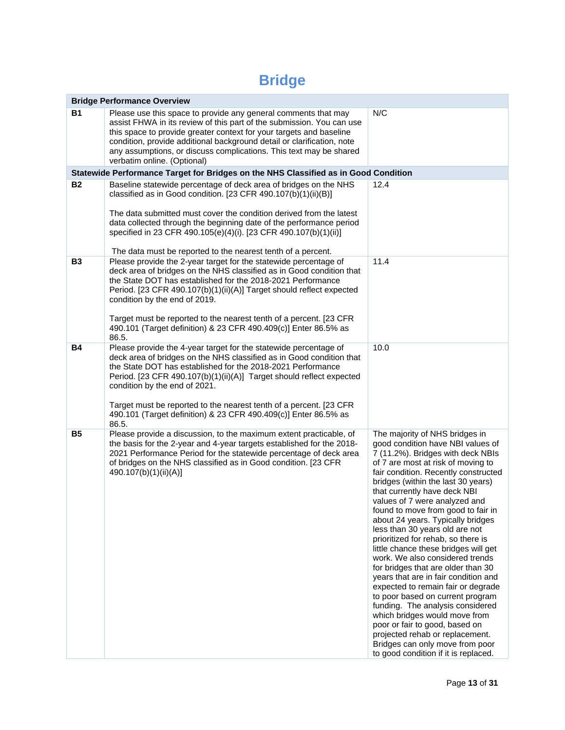# Bridge

| Bridge Performance Overview | | |
|---|---|---|
| **B1** | Please use this space to provide any general comments that may assist FHWA in its review of this part of the submission. You can use this space to provide greater context for your targets and baseline condition, provide additional background detail or clarification, note any assumptions, or discuss complications. This text may be shared verbatim online. (Optional) | N/C |
| **Statewide Performance Target for Bridges on the NHS Classified as in Good Condition** | | |
| **B2** | Baseline statewide percentage of deck area of bridges on the NHS classified as in Good condition. [23 CFR 490.107(b)(1)(ii)(B)]<br><br>The data submitted must cover the condition derived from the latest data collected through the beginning date of the performance period specified in 23 CFR 490.105(e)(4)(i). [23 CFR 490.107(b)(1)(ii)]<br><br>The data must be reported to the nearest tenth of a percent. | 12.4 |
| **B3** | Please provide the 2-year target for the statewide percentage of deck area of bridges on the NHS classified as in Good condition that the State DOT has established for the 2018-2021 Performance Period. [23 CFR 490.107(b)(1)(ii)(A)] Target should reflect expected condition by the end of 2019.<br><br>Target must be reported to the nearest tenth of a percent. [23 CFR 490.101 (Target definition) & 23 CFR 490.409(c)] Enter 86.5% as 86.5. | 11.4 |
| **B4** | Please provide the 4-year target for the statewide percentage of deck area of bridges on the NHS classified as in Good condition that the State DOT has established for the 2018-2021 Performance Period. [23 CFR 490.107(b)(1)(ii)(A)] Target should reflect expected condition by the end of 2021.<br><br>Target must be reported to the nearest tenth of a percent. [23 CFR 490.101 (Target definition) & 23 CFR 490.409(c)] Enter 86.5% as 86.5. | 10.0 |
| **B5** | Please provide a discussion, to the maximum extent practicable, of the basis for the 2-year and 4-year targets established for the 2018-2021 Performance Period for the statewide percentage of deck area of bridges on the NHS classified as in Good condition. [23 CFR 490.107(b)(1)(ii)(A)] | The majority of NHS bridges in good condition have NBI values of 7 (11.2%). Bridges with deck NBIs of 7 are most at risk of moving to fair condition. Recently constructed bridges (within the last 30 years) that currently have deck NBI values of 7 were analyzed and found to move from good to fair in about 24 years. Typically bridges less than 30 years old are not prioritized for rehab, so there is little chance these bridges will get work. We also considered trends for bridges that are older than 30 years that are in fair condition and expected to remain fair or degrade to poor based on current program funding. The analysis considered which bridges would move from poor or fair to good, based on projected rehab or replacement. Bridges can only move from poor to good condition if it is replaced. |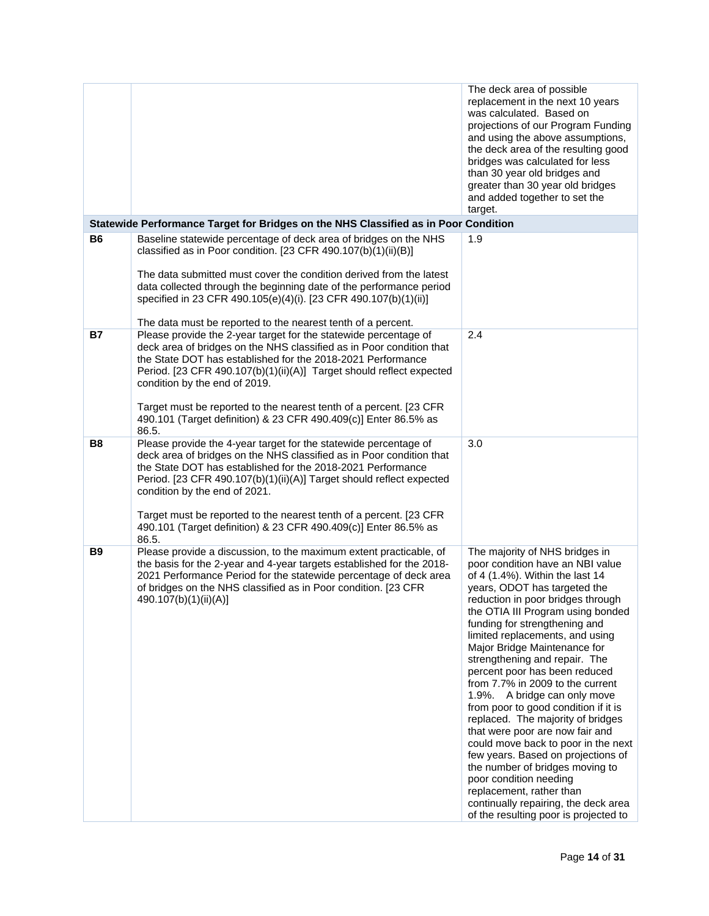| | | |
|---|---|---|
| | | The deck area of possible replacement in the next 10 years was calculated. Based on projections of our Program Funding and using the above assumptions, the deck area of the resulting good bridges was calculated for less than 30 year old bridges and greater than 30 year old bridges and added together to set the target. |
| **Statewide Performance Target for Bridges on the NHS Classified as in Poor Condition** | | |
| **B6** | Baseline statewide percentage of deck area of bridges on the NHS classified as in Poor condition. [23 CFR 490.107(b)(1)(ii)(B)]<br><br>The data submitted must cover the condition derived from the latest data collected through the beginning date of the performance period specified in 23 CFR 490.105(e)(4)(i). [23 CFR 490.107(b)(1)(ii)]<br><br>The data must be reported to the nearest tenth of a percent. | 1.9 |
| **B7** | Please provide the 2-year target for the statewide percentage of deck area of bridges on the NHS classified as in Poor condition that the State DOT has established for the 2018-2021 Performance Period. [23 CFR 490.107(b)(1)(ii)(A)] Target should reflect expected condition by the end of 2019.<br><br>Target must be reported to the nearest tenth of a percent. [23 CFR 490.101 (Target definition) & 23 CFR 490.409(c)] Enter 86.5% as 86.5. | 2.4 |
| **B8** | Please provide the 4-year target for the statewide percentage of deck area of bridges on the NHS classified as in Poor condition that the State DOT has established for the 2018-2021 Performance Period. [23 CFR 490.107(b)(1)(ii)(A)] Target should reflect expected condition by the end of 2021.<br><br>Target must be reported to the nearest tenth of a percent. [23 CFR 490.101 (Target definition) & 23 CFR 490.409(c)] Enter 86.5% as 86.5. | 3.0 |
| **B9** | Please provide a discussion, to the maximum extent practicable, of the basis for the 2-year and 4-year targets established for the 2018-2021 Performance Period for the statewide percentage of deck area of bridges on the NHS classified as in Poor condition. [23 CFR 490.107(b)(1)(ii)(A)] | The majority of NHS bridges in poor condition have an NBI value of 4 (1.4%). Within the last 14 years, ODOT has targeted the reduction in poor bridges through the OTIA III Program using bonded funding for strengthening and limited replacements, and using Major Bridge Maintenance for strengthening and repair. The percent poor has been reduced from 7.7% in 2009 to the current 1.9%. A bridge can only move from poor to good condition if it is replaced. The majority of bridges that were poor are now fair and could move back to poor in the next few years. Based on projections of the number of bridges moving to poor condition needing replacement, rather than continually repairing, the deck area of the resulting poor is projected to |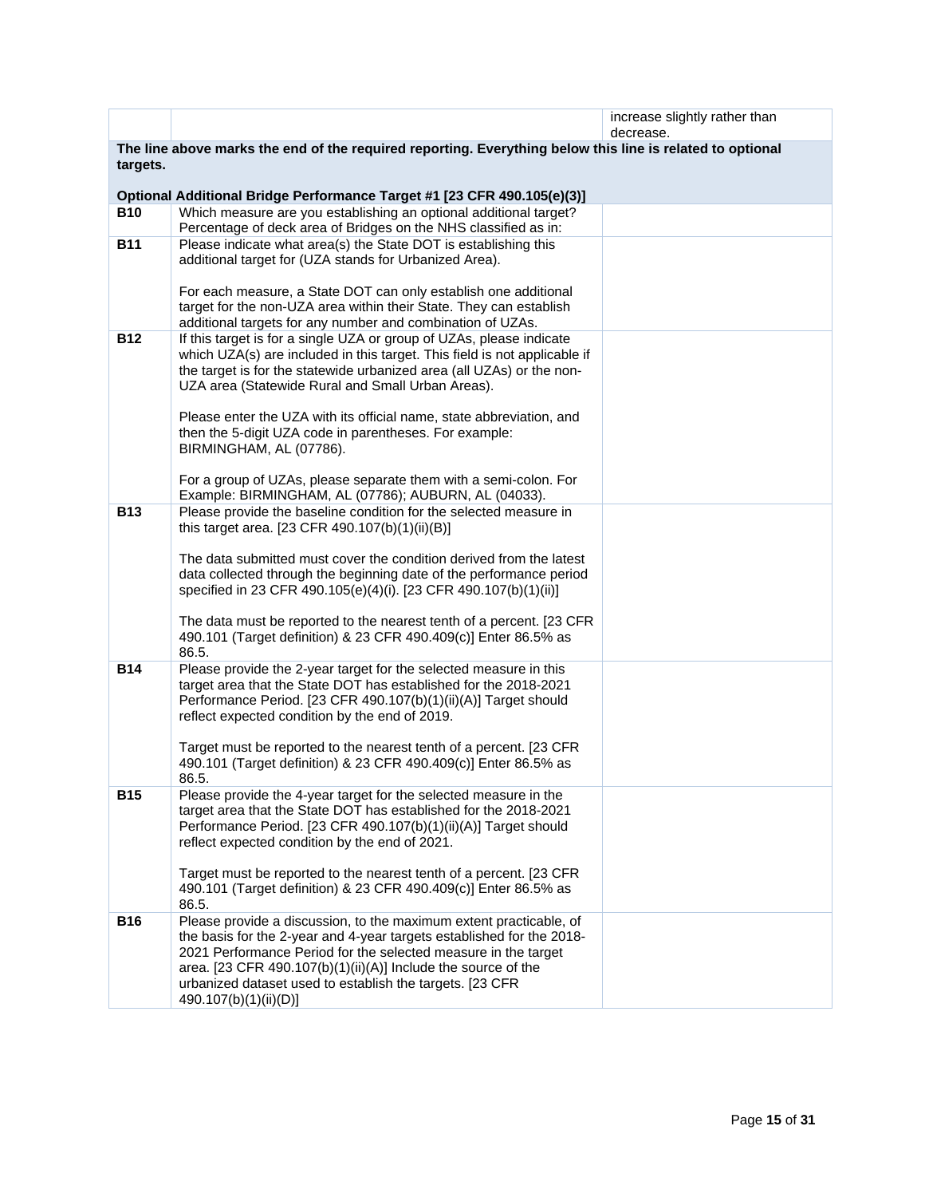| | | |
|---|---|---|
| | | increase slightly rather than decrease. |
| **The line above marks the end of the required reporting. Everything below this line is related to optional targets.**<br><br>**Optional Additional Bridge Performance Target #1 [23 CFR 490.105(e)(3)]** | | |
| **B10** | Which measure are you establishing an optional additional target? Percentage of deck area of Bridges on the NHS classified as in: | |
| **B11** | Please indicate what area(s) the State DOT is establishing this additional target for (UZA stands for Urbanized Area).<br><br>For each measure, a State DOT can only establish one additional target for the non-UZA area within their State. They can establish additional targets for any number and combination of UZAs. | |
| **B12** | If this target is for a single UZA or group of UZAs, please indicate which UZA(s) are included in this target. This field is not applicable if the target is for the statewide urbanized area (all UZAs) or the non-UZA area (Statewide Rural and Small Urban Areas).<br><br>Please enter the UZA with its official name, state abbreviation, and then the 5-digit UZA code in parentheses. For example: BIRMINGHAM, AL (07786).<br><br>For a group of UZAs, please separate them with a semi-colon. For Example: BIRMINGHAM, AL (07786); AUBURN, AL (04033). | |
| **B13** | Please provide the baseline condition for the selected measure in this target area. [23 CFR 490.107(b)(1)(ii)(B)]<br><br>The data submitted must cover the condition derived from the latest data collected through the beginning date of the performance period specified in 23 CFR 490.105(e)(4)(i). [23 CFR 490.107(b)(1)(ii)]<br><br>The data must be reported to the nearest tenth of a percent. [23 CFR 490.101 (Target definition) & 23 CFR 490.409(c)] Enter 86.5% as 86.5. | |
| **B14** | Please provide the 2-year target for the selected measure in this target area that the State DOT has established for the 2018-2021 Performance Period. [23 CFR 490.107(b)(1)(ii)(A)] Target should reflect expected condition by the end of 2019.<br><br>Target must be reported to the nearest tenth of a percent. [23 CFR 490.101 (Target definition) & 23 CFR 490.409(c)] Enter 86.5% as 86.5. | |
| **B15** | Please provide the 4-year target for the selected measure in the target area that the State DOT has established for the 2018-2021 Performance Period. [23 CFR 490.107(b)(1)(ii)(A)] Target should reflect expected condition by the end of 2021.<br><br>Target must be reported to the nearest tenth of a percent. [23 CFR 490.101 (Target definition) & 23 CFR 490.409(c)] Enter 86.5% as 86.5. | |
| **B16** | Please provide a discussion, to the maximum extent practicable, of the basis for the 2-year and 4-year targets established for the 2018-2021 Performance Period for the selected measure in the target area. [23 CFR 490.107(b)(1)(ii)(A)] Include the source of the urbanized dataset used to establish the targets. [23 CFR 490.107(b)(1)(ii)(D)] | |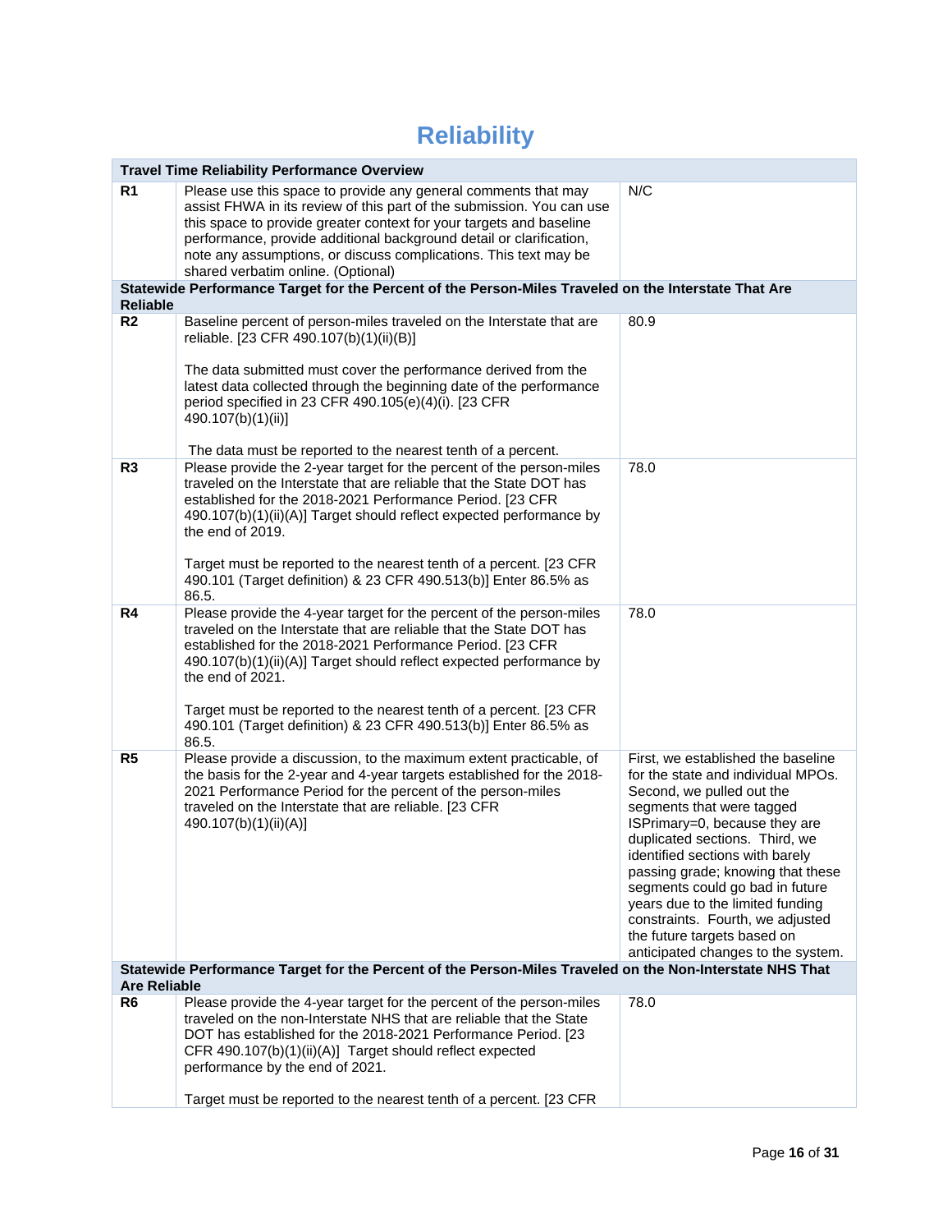# Reliability

| Travel Time Reliability Performance Overview | | |
|---|---|---|
| R1 | Please use this space to provide any general comments that may assist FHWA in its review of this part of the submission. You can use this space to provide greater context for your targets and baseline performance, provide additional background detail or clarification, note any assumptions, or discuss complications. This text may be shared verbatim online. (Optional) | N/C |
| **Statewide Performance Target for the Percent of the Person-Miles Traveled on the Interstate That Are Reliable** | | |
| R2 | Baseline percent of person-miles traveled on the Interstate that are reliable. [23 CFR 490.107(b)(1)(ii)(B)]<br><br>The data submitted must cover the performance derived from the latest data collected through the beginning date of the performance period specified in 23 CFR 490.105(e)(4)(i). [23 CFR 490.107(b)(1)(ii)]<br><br>The data must be reported to the nearest tenth of a percent. | 80.9 |
| R3 | Please provide the 2-year target for the percent of the person-miles traveled on the Interstate that are reliable that the State DOT has established for the 2018-2021 Performance Period. [23 CFR 490.107(b)(1)(ii)(A)] Target should reflect expected performance by the end of 2019.<br><br>Target must be reported to the nearest tenth of a percent. [23 CFR 490.101 (Target definition) & 23 CFR 490.513(b)] Enter 86.5% as 86.5. | 78.0 |
| R4 | Please provide the 4-year target for the percent of the person-miles traveled on the Interstate that are reliable that the State DOT has established for the 2018-2021 Performance Period. [23 CFR 490.107(b)(1)(ii)(A)] Target should reflect expected performance by the end of 2021.<br><br>Target must be reported to the nearest tenth of a percent. [23 CFR 490.101 (Target definition) & 23 CFR 490.513(b)] Enter 86.5% as 86.5. | 78.0 |
| R5 | Please provide a discussion, to the maximum extent practicable, of the basis for the 2-year and 4-year targets established for the 2018-2021 Performance Period for the percent of the person-miles traveled on the Interstate that are reliable. [23 CFR 490.107(b)(1)(ii)(A)] | First, we established the baseline for the state and individual MPOs. Second, we pulled out the segments that were tagged ISPrimary=0, because they are duplicated sections. Third, we identified sections with barely passing grade; knowing that these segments could go bad in future years due to the limited funding constraints. Fourth, we adjusted the future targets based on anticipated changes to the system. |
| **Statewide Performance Target for the Percent of the Person-Miles Traveled on the Non-Interstate NHS That Are Reliable** | | |
| R6 | Please provide the 4-year target for the percent of the person-miles traveled on the non-Interstate NHS that are reliable that the State DOT has established for the 2018-2021 Performance Period. [23 CFR 490.107(b)(1)(ii)(A)] Target should reflect expected performance by the end of 2021.<br><br>Target must be reported to the nearest tenth of a percent. [23 CFR | 78.0 |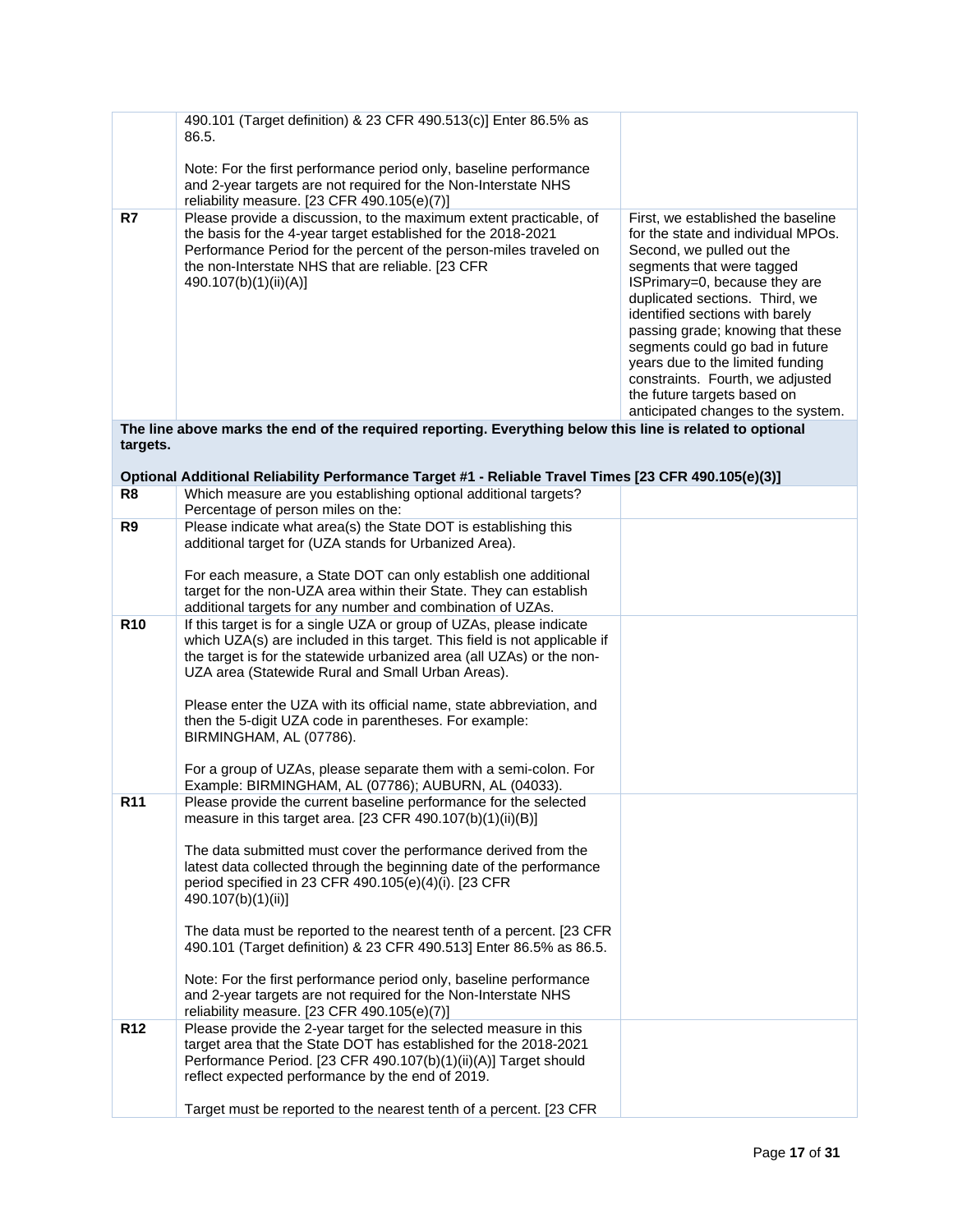| | | |
|---|---|---|
| | 490.101 (Target definition) & 23 CFR 490.513(c)] Enter 86.5% as 86.5.<br><br>Note: For the first performance period only, baseline performance and 2-year targets are not required for the Non-Interstate NHS reliability measure. [23 CFR 490.105(e)(7)] | |
| **R7** | Please provide a discussion, to the maximum extent practicable, of the basis for the 4-year target established for the 2018-2021 Performance Period for the percent of the person-miles traveled on the non-Interstate NHS that are reliable. [23 CFR 490.107(b)(1)(ii)(A)] | First, we established the baseline for the state and individual MPOs. Second, we pulled out the segments that were tagged ISPrimary=0, because they are duplicated sections. Third, we identified sections with barely passing grade; knowing that these segments could go bad in future years due to the limited funding constraints. Fourth, we adjusted the future targets based on anticipated changes to the system. |
| **The line above marks the end of the required reporting. Everything below this line is related to optional targets.**<br><br>**Optional Additional Reliability Performance Target #1 - Reliable Travel Times [23 CFR 490.105(e)(3)]** | | |
| **R8** | Which measure are you establishing optional additional targets? Percentage of person miles on the: | |
| **R9** | Please indicate what area(s) the State DOT is establishing this additional target for (UZA stands for Urbanized Area).<br><br>For each measure, a State DOT can only establish one additional target for the non-UZA area within their State. They can establish additional targets for any number and combination of UZAs. | |
| **R10** | If this target is for a single UZA or group of UZAs, please indicate which UZA(s) are included in this target. This field is not applicable if the target is for the statewide urbanized area (all UZAs) or the non-UZA area (Statewide Rural and Small Urban Areas).<br><br>Please enter the UZA with its official name, state abbreviation, and then the 5-digit UZA code in parentheses. For example: BIRMINGHAM, AL (07786).<br><br>For a group of UZAs, please separate them with a semi-colon. For Example: BIRMINGHAM, AL (07786); AUBURN, AL (04033). | |
| **R11** | Please provide the current baseline performance for the selected measure in this target area. [23 CFR 490.107(b)(1)(ii)(B)]<br><br>The data submitted must cover the performance derived from the latest data collected through the beginning date of the performance period specified in 23 CFR 490.105(e)(4)(i). [23 CFR 490.107(b)(1)(ii)]<br><br>The data must be reported to the nearest tenth of a percent. [23 CFR 490.101 (Target definition) & 23 CFR 490.513] Enter 86.5% as 86.5.<br><br>Note: For the first performance period only, baseline performance and 2-year targets are not required for the Non-Interstate NHS reliability measure. [23 CFR 490.105(e)(7)] | |
| **R12** | Please provide the 2-year target for the selected measure in this target area that the State DOT has established for the 2018-2021 Performance Period. [23 CFR 490.107(b)(1)(ii)(A)] Target should reflect expected performance by the end of 2019.<br><br>Target must be reported to the nearest tenth of a percent. [23 CFR | |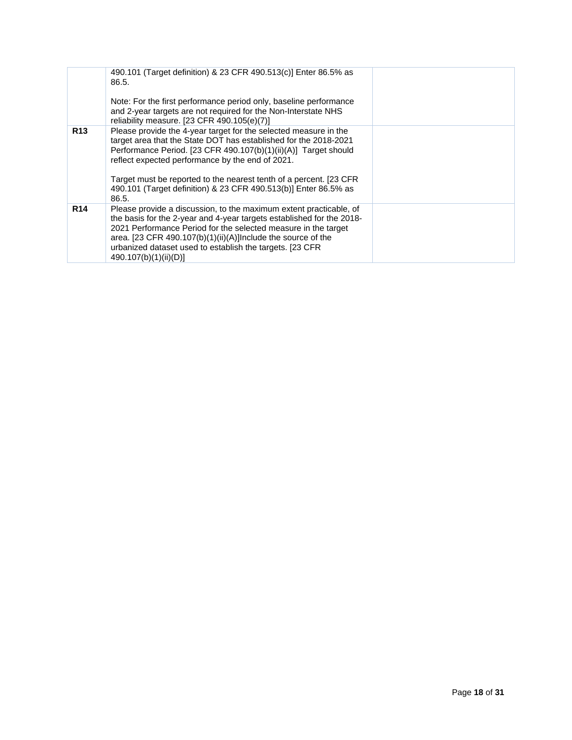| | | |
|---|---|---|
| | 490.101 (Target definition) & 23 CFR 490.513(c)] Enter 86.5% as 86.5.<br><br>Note: For the first performance period only, baseline performance and 2-year targets are not required for the Non-Interstate NHS reliability measure. [23 CFR 490.105(e)(7)] | |
| **R13** | Please provide the 4-year target for the selected measure in the target area that the State DOT has established for the 2018-2021 Performance Period. [23 CFR 490.107(b)(1)(ii)(A)] Target should reflect expected performance by the end of 2021.<br><br>Target must be reported to the nearest tenth of a percent. [23 CFR 490.101 (Target definition) & 23 CFR 490.513(b)] Enter 86.5% as 86.5. | |
| **R14** | Please provide a discussion, to the maximum extent practicable, of the basis for the 2-year and 4-year targets established for the 2018-2021 Performance Period for the selected measure in the target area. [23 CFR 490.107(b)(1)(ii)(A)]Include the source of the urbanized dataset used to establish the targets. [23 CFR 490.107(b)(1)(ii)(D)] | |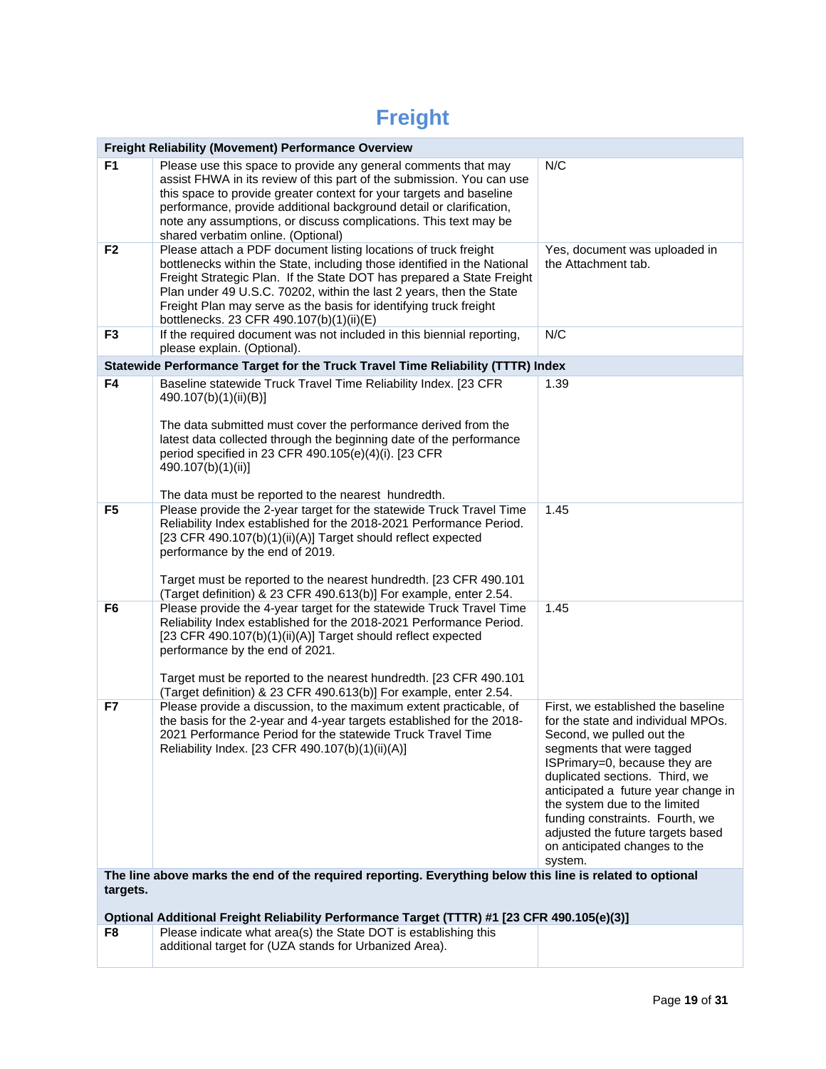# Freight

| Freight Reliability (Movement) Performance Overview | | |
|---|---|---|
| F1 | Please use this space to provide any general comments that may assist FHWA in its review of this part of the submission. You can use this space to provide greater context for your targets and baseline performance, provide additional background detail or clarification, note any assumptions, or discuss complications. This text may be shared verbatim online. (Optional) | N/C |
| F2 | Please attach a PDF document listing locations of truck freight bottlenecks within the State, including those identified in the National Freight Strategic Plan. If the State DOT has prepared a State Freight Plan under 49 U.S.C. 70202, within the last 2 years, then the State Freight Plan may serve as the basis for identifying truck freight bottlenecks. 23 CFR 490.107(b)(1)(ii)(E) | Yes, document was uploaded in the Attachment tab. |
| F3 | If the required document was not included in this biennial reporting, please explain. (Optional). | N/C |
| **Statewide Performance Target for the Truck Travel Time Reliability (TTTR) Index** | | |
| F4 | Baseline statewide Truck Travel Time Reliability Index. [23 CFR 490.107(b)(1)(ii)(B)]<br><br>The data submitted must cover the performance derived from the latest data collected through the beginning date of the performance period specified in 23 CFR 490.105(e)(4)(i). [23 CFR 490.107(b)(1)(ii)]<br><br>The data must be reported to the nearest hundredth. | 1.39 |
| F5 | Please provide the 2-year target for the statewide Truck Travel Time Reliability Index established for the 2018-2021 Performance Period. [23 CFR 490.107(b)(1)(ii)(A)] Target should reflect expected performance by the end of 2019.<br><br>Target must be reported to the nearest hundredth. [23 CFR 490.101 (Target definition) & 23 CFR 490.613(b)] For example, enter 2.54. | 1.45 |
| F6 | Please provide the 4-year target for the statewide Truck Travel Time Reliability Index established for the 2018-2021 Performance Period. [23 CFR 490.107(b)(1)(ii)(A)] Target should reflect expected performance by the end of 2021.<br><br>Target must be reported to the nearest hundredth. [23 CFR 490.101 (Target definition) & 23 CFR 490.613(b)] For example, enter 2.54. | 1.45 |
| F7 | Please provide a discussion, to the maximum extent practicable, of the basis for the 2-year and 4-year targets established for the 2018-2021 Performance Period for the statewide Truck Travel Time Reliability Index. [23 CFR 490.107(b)(1)(ii)(A)] | First, we established the baseline for the state and individual MPOs. Second, we pulled out the segments that were tagged ISPrimary=0, because they are duplicated sections. Third, we anticipated a future year change in the system due to the limited funding constraints. Fourth, we adjusted the future targets based on anticipated changes to the system. |
| **The line above marks the end of the required reporting. Everything below this line is related to optional targets.**<br><br>**Optional Additional Freight Reliability Performance Target (TTTR) #1 [23 CFR 490.105(e)(3)]** | | |
| F8 | Please indicate what area(s) the State DOT is establishing this additional target for (UZA stands for Urbanized Area). | |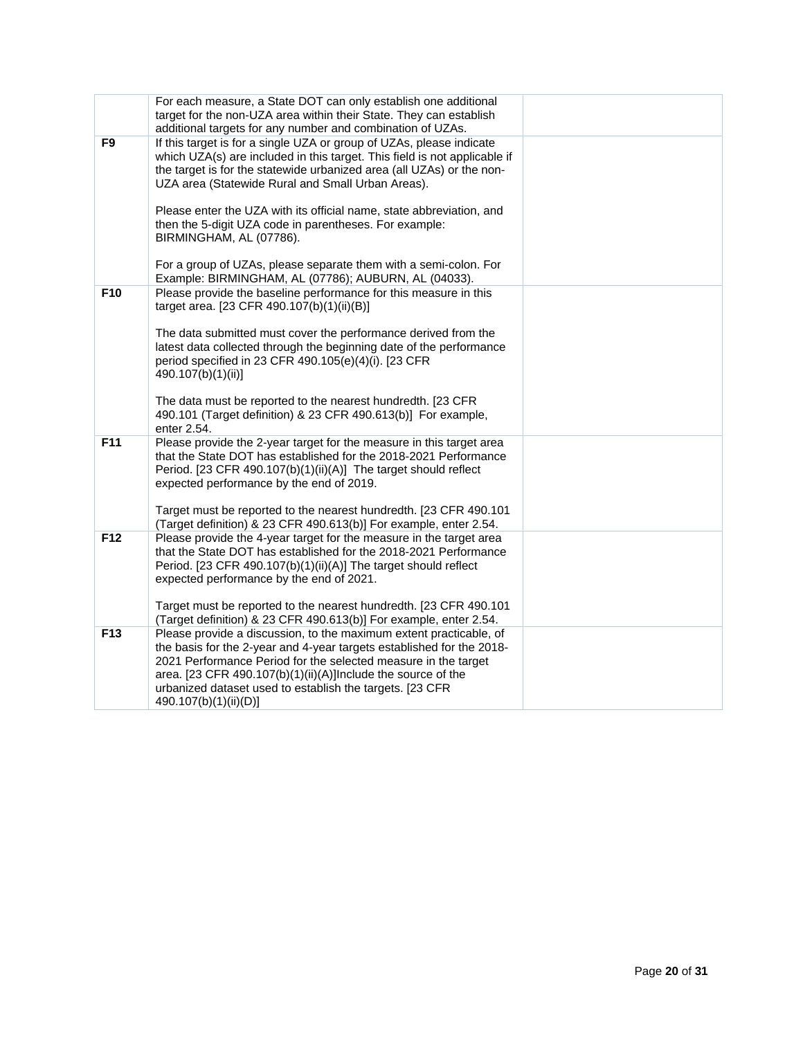|  |  |  |
|---|---|---|
|  | For each measure, a State DOT can only establish one additional target for the non-UZA area within their State. They can establish additional targets for any number and combination of UZAs. |  |
| **F9** | If this target is for a single UZA or group of UZAs, please indicate which UZA(s) are included in this target. This field is not applicable if the target is for the statewide urbanized area (all UZAs) or the non-UZA area (Statewide Rural and Small Urban Areas).<br><br>Please enter the UZA with its official name, state abbreviation, and then the 5-digit UZA code in parentheses. For example: BIRMINGHAM, AL (07786).<br><br>For a group of UZAs, please separate them with a semi-colon. For Example: BIRMINGHAM, AL (07786); AUBURN, AL (04033). |  |
| **F10** | Please provide the baseline performance for this measure in this target area. [23 CFR 490.107(b)(1)(ii)(B)]<br><br>The data submitted must cover the performance derived from the latest data collected through the beginning date of the performance period specified in 23 CFR 490.105(e)(4)(i). [23 CFR 490.107(b)(1)(ii)]<br><br>The data must be reported to the nearest hundredth. [23 CFR 490.101 (Target definition) & 23 CFR 490.613(b)] For example, enter 2.54. |  |
| **F11** | Please provide the 2-year target for the measure in this target area that the State DOT has established for the 2018-2021 Performance Period. [23 CFR 490.107(b)(1)(ii)(A)] The target should reflect expected performance by the end of 2019.<br><br>Target must be reported to the nearest hundredth. [23 CFR 490.101 (Target definition) & 23 CFR 490.613(b)] For example, enter 2.54. |  |
| **F12** | Please provide the 4-year target for the measure in the target area that the State DOT has established for the 2018-2021 Performance Period. [23 CFR 490.107(b)(1)(ii)(A)] The target should reflect expected performance by the end of 2021.<br><br>Target must be reported to the nearest hundredth. [23 CFR 490.101 (Target definition) & 23 CFR 490.613(b)] For example, enter 2.54. |  |
| **F13** | Please provide a discussion, to the maximum extent practicable, of the basis for the 2-year and 4-year targets established for the 2018-2021 Performance Period for the selected measure in the target area. [23 CFR 490.107(b)(1)(ii)(A)]Include the source of the urbanized dataset used to establish the targets. [23 CFR 490.107(b)(1)(ii)(D)] |  |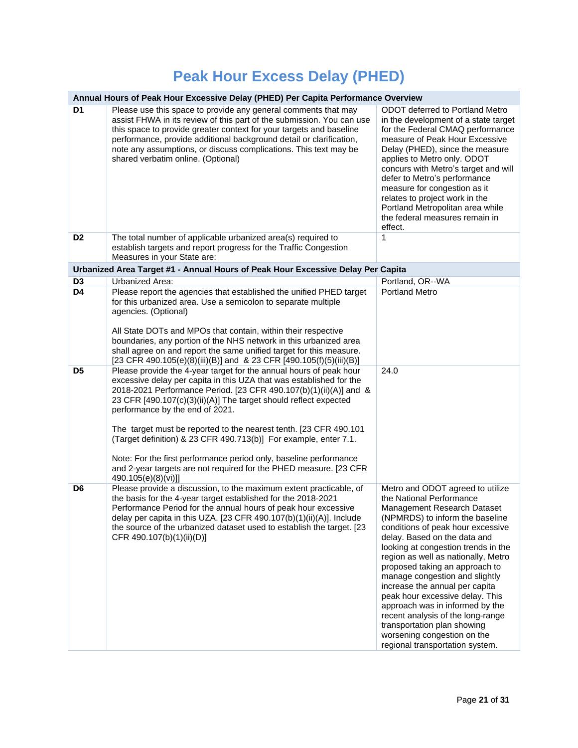# Peak Hour Excess Delay (PHED)

| Annual Hours of Peak Hour Excessive Delay (PHED) Per Capita Performance Overview | | |
|---|---|---|
| D1 | Please use this space to provide any general comments that may assist FHWA in its review of this part of the submission. You can use this space to provide greater context for your targets and baseline performance, provide additional background detail or clarification, note any assumptions, or discuss complications. This text may be shared verbatim online. (Optional) | ODOT deferred to Portland Metro in the development of a state target for the Federal CMAQ performance measure of Peak Hour Excessive Delay (PHED), since the measure applies to Metro only. ODOT concurs with Metro's target and will defer to Metro's performance measure for congestion as it relates to project work in the Portland Metropolitan area while the federal measures remain in effect. |
| D2 | The total number of applicable urbanized area(s) required to establish targets and report progress for the Traffic Congestion Measures in your State are: | 1 |
| **Urbanized Area Target #1 - Annual Hours of Peak Hour Excessive Delay Per Capita** | | |
| D3 | Urbanized Area: | Portland, OR--WA |
| D4 | Please report the agencies that established the unified PHED target for this urbanized area. Use a semicolon to separate multiple agencies. (Optional)<br><br>All State DOTs and MPOs that contain, within their respective boundaries, any portion of the NHS network in this urbanized area shall agree on and report the same unified target for this measure. [23 CFR 490.105(e)(8)(iii)(B)] and & 23 CFR [490.105(f)(5)(iii)(B)] | Portland Metro |
| D5 | Please provide the 4-year target for the annual hours of peak hour excessive delay per capita in this UZA that was established for the 2018-2021 Performance Period. [23 CFR 490.107(b)(1)(ii)(A)] and & 23 CFR [490.107(c)(3)(ii)(A)] The target should reflect expected performance by the end of 2021.<br><br>The target must be reported to the nearest tenth. [23 CFR 490.101 (Target definition) & 23 CFR 490.713(b)] For example, enter 7.1.<br><br>Note: For the first performance period only, baseline performance and 2-year targets are not required for the PHED measure. [23 CFR 490.105(e)(8)(vi)]] | 24.0 |
| D6 | Please provide a discussion, to the maximum extent practicable, of the basis for the 4-year target established for the 2018-2021 Performance Period for the annual hours of peak hour excessive delay per capita in this UZA. [23 CFR 490.107(b)(1)(ii)(A)]. Include the source of the urbanized dataset used to establish the target. [23 CFR 490.107(b)(1)(ii)(D)] | Metro and ODOT agreed to utilize the National Performance Management Research Dataset (NPMRDS) to inform the baseline conditions of peak hour excessive delay. Based on the data and looking at congestion trends in the region as well as nationally, Metro proposed taking an approach to manage congestion and slightly increase the annual per capita peak hour excessive delay. This approach was in informed by the recent analysis of the long-range transportation plan showing worsening congestion on the regional transportation system. |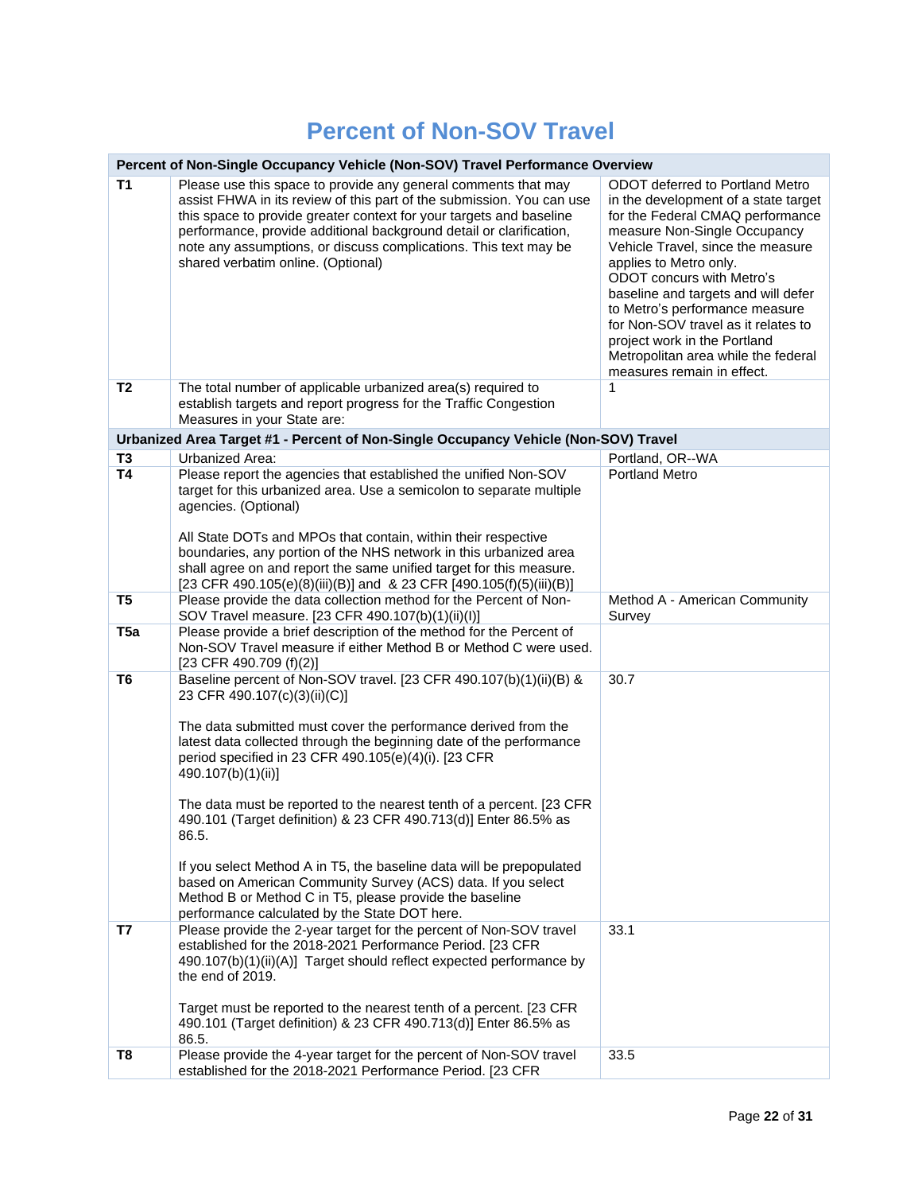# Percent of Non-SOV Travel

| Percent of Non-Single Occupancy Vehicle (Non-SOV) Travel Performance Overview | | |
|---|---|---|
| **T1** | Please use this space to provide any general comments that may assist FHWA in its review of this part of the submission. You can use this space to provide greater context for your targets and baseline performance, provide additional background detail or clarification, note any assumptions, or discuss complications. This text may be shared verbatim online. (Optional) | ODOT deferred to Portland Metro in the development of a state target for the Federal CMAQ performance measure Non-Single Occupancy Vehicle Travel, since the measure applies to Metro only. ODOT concurs with Metro's baseline and targets and will defer to Metro's performance measure for Non-SOV travel as it relates to project work in the Portland Metropolitan area while the federal measures remain in effect. |
| **T2** | The total number of applicable urbanized area(s) required to establish targets and report progress for the Traffic Congestion Measures in your State are: | 1 |
| **Urbanized Area Target #1 - Percent of Non-Single Occupancy Vehicle (Non-SOV) Travel** | | |
| **T3** | Urbanized Area: | Portland, OR--WA |
| **T4** | Please report the agencies that established the unified Non-SOV target for this urbanized area. Use a semicolon to separate multiple agencies. (Optional)<br><br>All State DOTs and MPOs that contain, within their respective boundaries, any portion of the NHS network in this urbanized area shall agree on and report the same unified target for this measure. [23 CFR 490.105(e)(8)(iii)(B)] and & 23 CFR [490.105(f)(5)(iii)(B)] | Portland Metro |
| **T5** | Please provide the data collection method for the Percent of Non-SOV Travel measure. [23 CFR 490.107(b)(1)(ii)(I)] | Method A - American Community Survey |
| **T5a** | Please provide a brief description of the method for the Percent of Non-SOV Travel measure if either Method B or Method C were used. [23 CFR 490.709 (f)(2)] | |
| **T6** | Baseline percent of Non-SOV travel. [23 CFR 490.107(b)(1)(ii)(B) & 23 CFR 490.107(c)(3)(ii)(C)]<br><br>The data submitted must cover the performance derived from the latest data collected through the beginning date of the performance period specified in 23 CFR 490.105(e)(4)(i). [23 CFR 490.107(b)(1)(ii)]<br><br>The data must be reported to the nearest tenth of a percent. [23 CFR 490.101 (Target definition) & 23 CFR 490.713(d)] Enter 86.5% as 86.5.<br><br>If you select Method A in T5, the baseline data will be prepopulated based on American Community Survey (ACS) data. If you select Method B or Method C in T5, please provide the baseline performance calculated by the State DOT here. | 30.7 |
| **T7** | Please provide the 2-year target for the percent of Non-SOV travel established for the 2018-2021 Performance Period. [23 CFR 490.107(b)(1)(ii)(A)] Target should reflect expected performance by the end of 2019.<br><br>Target must be reported to the nearest tenth of a percent. [23 CFR 490.101 (Target definition) & 23 CFR 490.713(d)] Enter 86.5% as 86.5. | 33.1 |
| **T8** | Please provide the 4-year target for the percent of Non-SOV travel established for the 2018-2021 Performance Period. [23 CFR | 33.5 |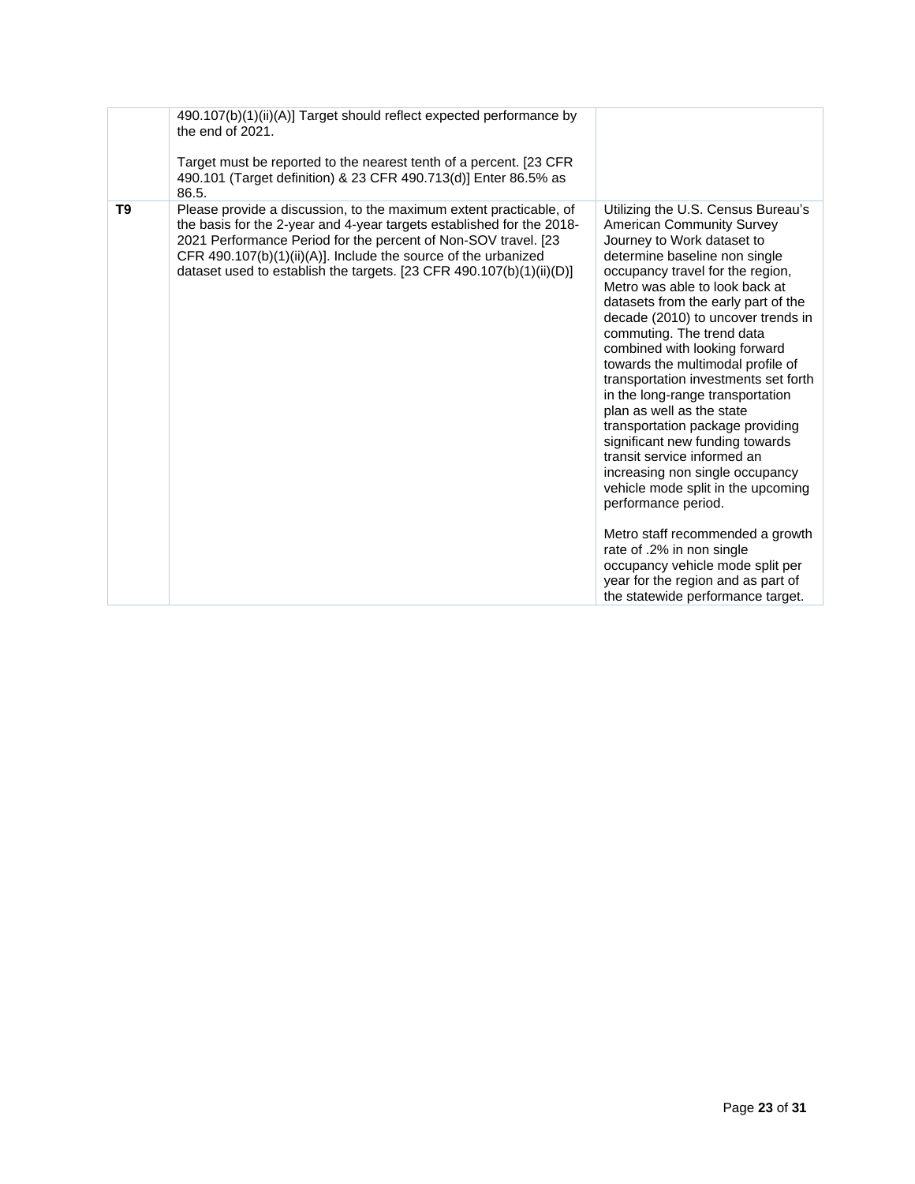| | | |
|---|---|---|
| | 490.107(b)(1)(ii)(A)] Target should reflect expected performance by the end of 2021.<br><br>Target must be reported to the nearest tenth of a percent. [23 CFR 490.101 (Target definition) & 23 CFR 490.713(d)] Enter 86.5% as 86.5. | |
| **T9** | Please provide a discussion, to the maximum extent practicable, of the basis for the 2-year and 4-year targets established for the 2018-2021 Performance Period for the percent of Non-SOV travel. [23 CFR 490.107(b)(1)(ii)(A)]. Include the source of the urbanized dataset used to establish the targets. [23 CFR 490.107(b)(1)(ii)(D)] | Utilizing the U.S. Census Bureau's American Community Survey Journey to Work dataset to determine baseline non single occupancy travel for the region, Metro was able to look back at datasets from the early part of the decade (2010) to uncover trends in commuting. The trend data combined with looking forward towards the multimodal profile of transportation investments set forth in the long-range transportation plan as well as the state transportation package providing significant new funding towards transit service informed an increasing non single occupancy vehicle mode split in the upcoming performance period.<br><br>Metro staff recommended a growth rate of .2% in non single occupancy vehicle mode split per year for the region and as part of the statewide performance target. |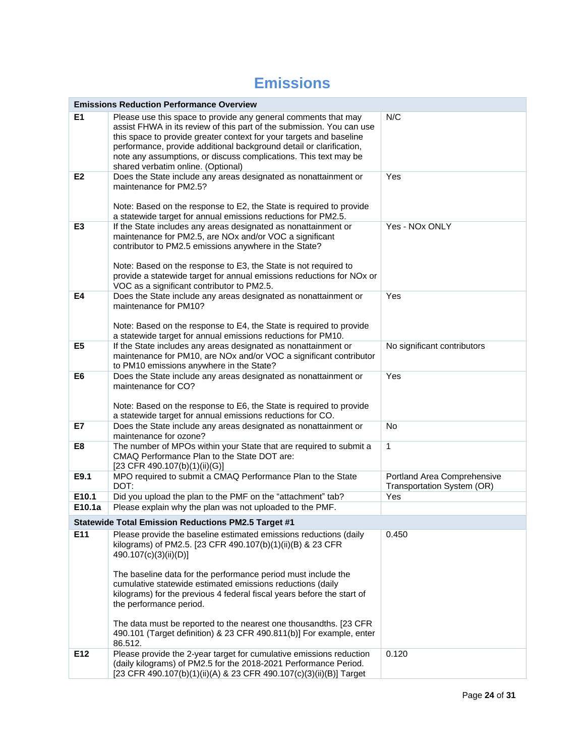# Emissions

| Emissions Reduction Performance Overview | | |
|---|---|---|
| E1 | Please use this space to provide any general comments that may assist FHWA in its review of this part of the submission. You can use this space to provide greater context for your targets and baseline performance, provide additional background detail or clarification, note any assumptions, or discuss complications. This text may be shared verbatim online. (Optional) | N/C |
| E2 | Does the State include any areas designated as nonattainment or maintenance for PM2.5?<br><br>Note: Based on the response to E2, the State is required to provide a statewide target for annual emissions reductions for PM2.5. | Yes |
| E3 | If the State includes any areas designated as nonattainment or maintenance for PM2.5, are NOx and/or VOC a significant contributor to PM2.5 emissions anywhere in the State?<br><br>Note: Based on the response to E3, the State is not required to provide a statewide target for annual emissions reductions for NOx or VOC as a significant contributor to PM2.5. | Yes - NOx ONLY |
| E4 | Does the State include any areas designated as nonattainment or maintenance for PM10?<br><br>Note: Based on the response to E4, the State is required to provide a statewide target for annual emissions reductions for PM10. | Yes |
| E5 | If the State includes any areas designated as nonattainment or maintenance for PM10, are NOx and/or VOC a significant contributor to PM10 emissions anywhere in the State? | No significant contributors |
| E6 | Does the State include any areas designated as nonattainment or maintenance for CO?<br><br>Note: Based on the response to E6, the State is required to provide a statewide target for annual emissions reductions for CO. | Yes |
| E7 | Does the State include any areas designated as nonattainment or maintenance for ozone? | No |
| E8 | The number of MPOs within your State that are required to submit a CMAQ Performance Plan to the State DOT are: [23 CFR 490.107(b)(1)(ii)(G)] | 1 |
| E9.1 | MPO required to submit a CMAQ Performance Plan to the State DOT: | Portland Area Comprehensive Transportation System (OR) |
| E10.1 | Did you upload the plan to the PMF on the "attachment" tab? | Yes |
| E10.1a | Please explain why the plan was not uploaded to the PMF. | |
| **Statewide Total Emission Reductions PM2.5 Target #1** | | |
| E11 | Please provide the baseline estimated emissions reductions (daily kilograms) of PM2.5. [23 CFR 490.107(b)(1)(ii)(B) & 23 CFR 490.107(c)(3)(ii)(D)]<br><br>The baseline data for the performance period must include the cumulative statewide estimated emissions reductions (daily kilograms) for the previous 4 federal fiscal years before the start of the performance period.<br><br>The data must be reported to the nearest one thousandths. [23 CFR 490.101 (Target definition) & 23 CFR 490.811(b)] For example, enter 86.512. | 0.450 |
| E12 | Please provide the 2-year target for cumulative emissions reduction (daily kilograms) of PM2.5 for the 2018-2021 Performance Period. [23 CFR 490.107(b)(1)(ii)(A) & 23 CFR 490.107(c)(3)(ii)(B)] Target | 0.120 |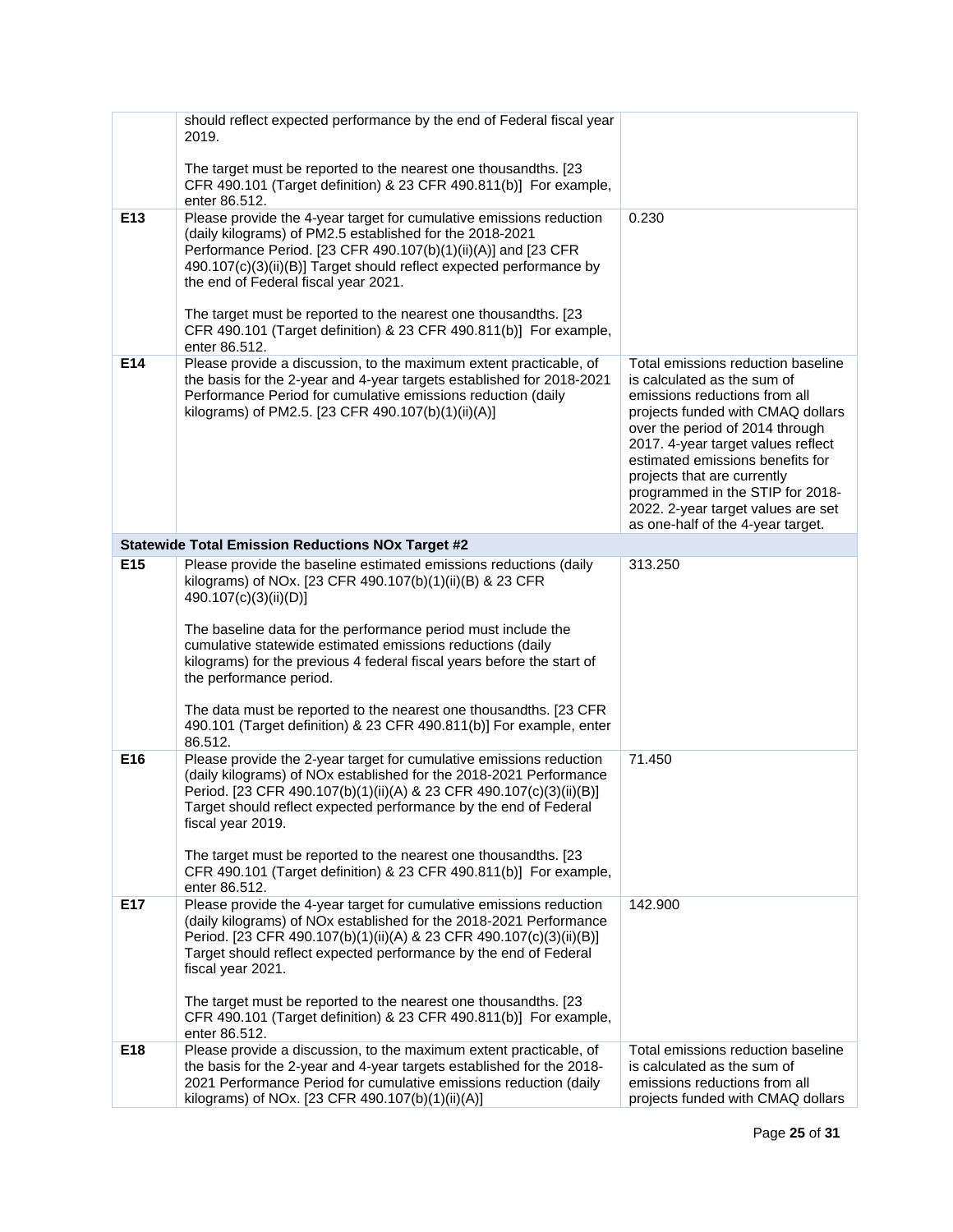| | | |
|---|---|---|
| | should reflect expected performance by the end of Federal fiscal year 2019.<br><br>The target must be reported to the nearest one thousandths. [23 CFR 490.101 (Target definition) & 23 CFR 490.811(b)] For example, enter 86.512. | |
| **E13** | Please provide the 4-year target for cumulative emissions reduction (daily kilograms) of PM2.5 established for the 2018-2021 Performance Period. [23 CFR 490.107(b)(1)(ii)(A)] and [23 CFR 490.107(c)(3)(ii)(B)] Target should reflect expected performance by the end of Federal fiscal year 2021.<br><br>The target must be reported to the nearest one thousandths. [23 CFR 490.101 (Target definition) & 23 CFR 490.811(b)] For example, enter 86.512. | 0.230 |
| **E14** | Please provide a discussion, to the maximum extent practicable, of the basis for the 2-year and 4-year targets established for 2018-2021 Performance Period for cumulative emissions reduction (daily kilograms) of PM2.5. [23 CFR 490.107(b)(1)(ii)(A)] | Total emissions reduction baseline is calculated as the sum of emissions reductions from all projects funded with CMAQ dollars over the period of 2014 through 2017. 4-year target values reflect estimated emissions benefits for projects that are currently programmed in the STIP for 2018-2022. 2-year target values are set as one-half of the 4-year target. |
| | **Statewide Total Emission Reductions NOx Target #2** | |
| **E15** | Please provide the baseline estimated emissions reductions (daily kilograms) of NOx. [23 CFR 490.107(b)(1)(ii)(B) & 23 CFR 490.107(c)(3)(ii)(D)]<br><br>The baseline data for the performance period must include the cumulative statewide estimated emissions reductions (daily kilograms) for the previous 4 federal fiscal years before the start of the performance period.<br><br>The data must be reported to the nearest one thousandths. [23 CFR 490.101 (Target definition) & 23 CFR 490.811(b)] For example, enter 86.512. | 313.250 |
| **E16** | Please provide the 2-year target for cumulative emissions reduction (daily kilograms) of NOx established for the 2018-2021 Performance Period. [23 CFR 490.107(b)(1)(ii)(A) & 23 CFR 490.107(c)(3)(ii)(B)] Target should reflect expected performance by the end of Federal fiscal year 2019.<br><br>The target must be reported to the nearest one thousandths. [23 CFR 490.101 (Target definition) & 23 CFR 490.811(b)] For example, enter 86.512. | 71.450 |
| **E17** | Please provide the 4-year target for cumulative emissions reduction (daily kilograms) of NOx established for the 2018-2021 Performance Period. [23 CFR 490.107(b)(1)(ii)(A) & 23 CFR 490.107(c)(3)(ii)(B)] Target should reflect expected performance by the end of Federal fiscal year 2021.<br><br>The target must be reported to the nearest one thousandths. [23 CFR 490.101 (Target definition) & 23 CFR 490.811(b)] For example, enter 86.512. | 142.900 |
| **E18** | Please provide a discussion, to the maximum extent practicable, of the basis for the 2-year and 4-year targets established for the 2018-2021 Performance Period for cumulative emissions reduction (daily kilograms) of NOx. [23 CFR 490.107(b)(1)(ii)(A)] | Total emissions reduction baseline is calculated as the sum of emissions reductions from all projects funded with CMAQ dollars |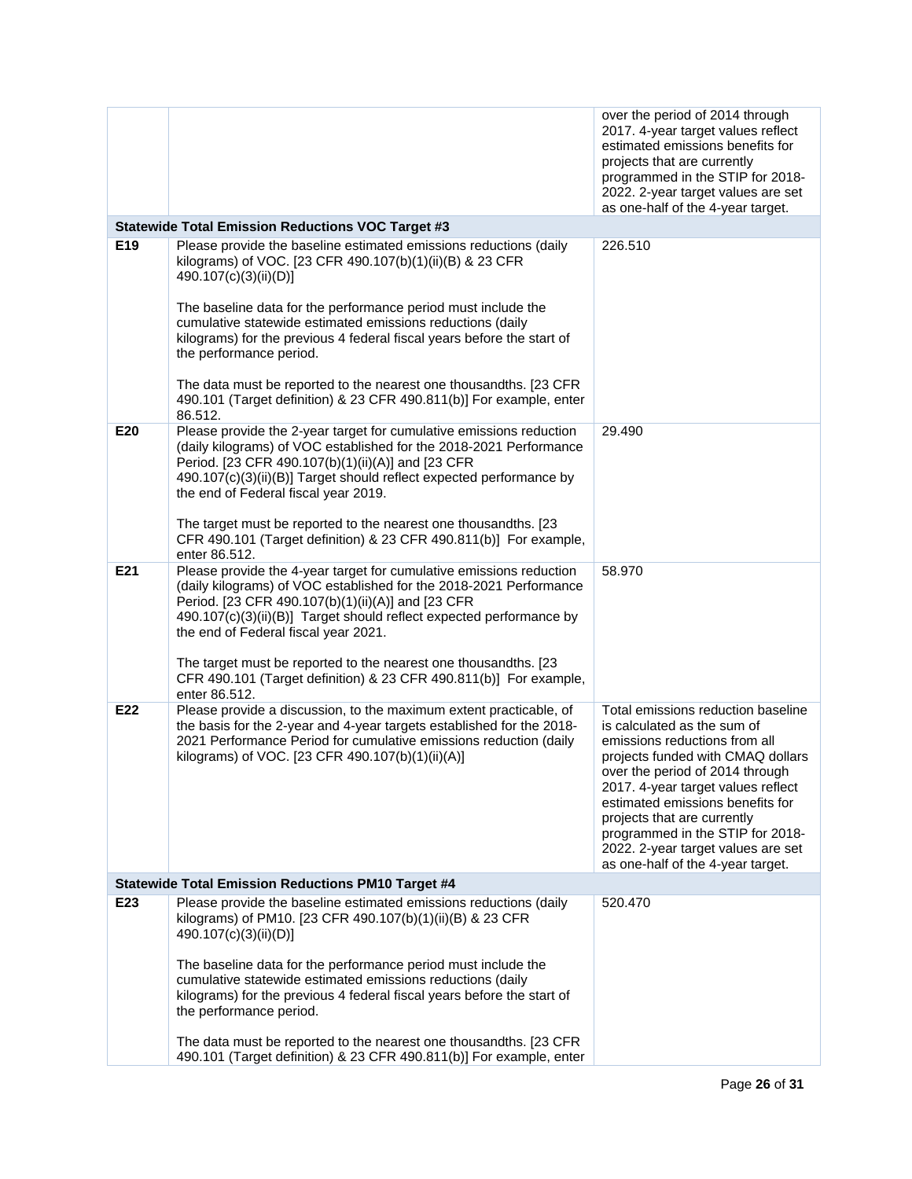| | | |
|---|---|---|
| | | over the period of 2014 through 2017. 4-year target values reflect estimated emissions benefits for projects that are currently programmed in the STIP for 2018-2022. 2-year target values are set as one-half of the 4-year target. |
| **Statewide Total Emission Reductions VOC Target #3** | | |
| **E19** | Please provide the baseline estimated emissions reductions (daily kilograms) of VOC. [23 CFR 490.107(b)(1)(ii)(B) & 23 CFR 490.107(c)(3)(ii)(D)]<br><br>The baseline data for the performance period must include the cumulative statewide estimated emissions reductions (daily kilograms) for the previous 4 federal fiscal years before the start of the performance period.<br><br>The data must be reported to the nearest one thousandths. [23 CFR 490.101 (Target definition) & 23 CFR 490.811(b)] For example, enter 86.512. | 226.510 |
| **E20** | Please provide the 2-year target for cumulative emissions reduction (daily kilograms) of VOC established for the 2018-2021 Performance Period. [23 CFR 490.107(b)(1)(ii)(A)] and [23 CFR 490.107(c)(3)(ii)(B)] Target should reflect expected performance by the end of Federal fiscal year 2019.<br><br>The target must be reported to the nearest one thousandths. [23 CFR 490.101 (Target definition) & 23 CFR 490.811(b)] For example, enter 86.512. | 29.490 |
| **E21** | Please provide the 4-year target for cumulative emissions reduction (daily kilograms) of VOC established for the 2018-2021 Performance Period. [23 CFR 490.107(b)(1)(ii)(A)] and [23 CFR 490.107(c)(3)(ii)(B)] Target should reflect expected performance by the end of Federal fiscal year 2021.<br><br>The target must be reported to the nearest one thousandths. [23 CFR 490.101 (Target definition) & 23 CFR 490.811(b)] For example, enter 86.512. | 58.970 |
| **E22** | Please provide a discussion, to the maximum extent practicable, of the basis for the 2-year and 4-year targets established for the 2018-2021 Performance Period for cumulative emissions reduction (daily kilograms) of VOC. [23 CFR 490.107(b)(1)(ii)(A)] | Total emissions reduction baseline is calculated as the sum of emissions reductions from all projects funded with CMAQ dollars over the period of 2014 through 2017. 4-year target values reflect estimated emissions benefits for projects that are currently programmed in the STIP for 2018-2022. 2-year target values are set as one-half of the 4-year target. |
| **Statewide Total Emission Reductions PM10 Target #4** | | |
| **E23** | Please provide the baseline estimated emissions reductions (daily kilograms) of PM10. [23 CFR 490.107(b)(1)(ii)(B) & 23 CFR 490.107(c)(3)(ii)(D)]<br><br>The baseline data for the performance period must include the cumulative statewide estimated emissions reductions (daily kilograms) for the previous 4 federal fiscal years before the start of the performance period.<br><br>The data must be reported to the nearest one thousandths. [23 CFR 490.101 (Target definition) & 23 CFR 490.811(b)] For example, enter | 520.470 |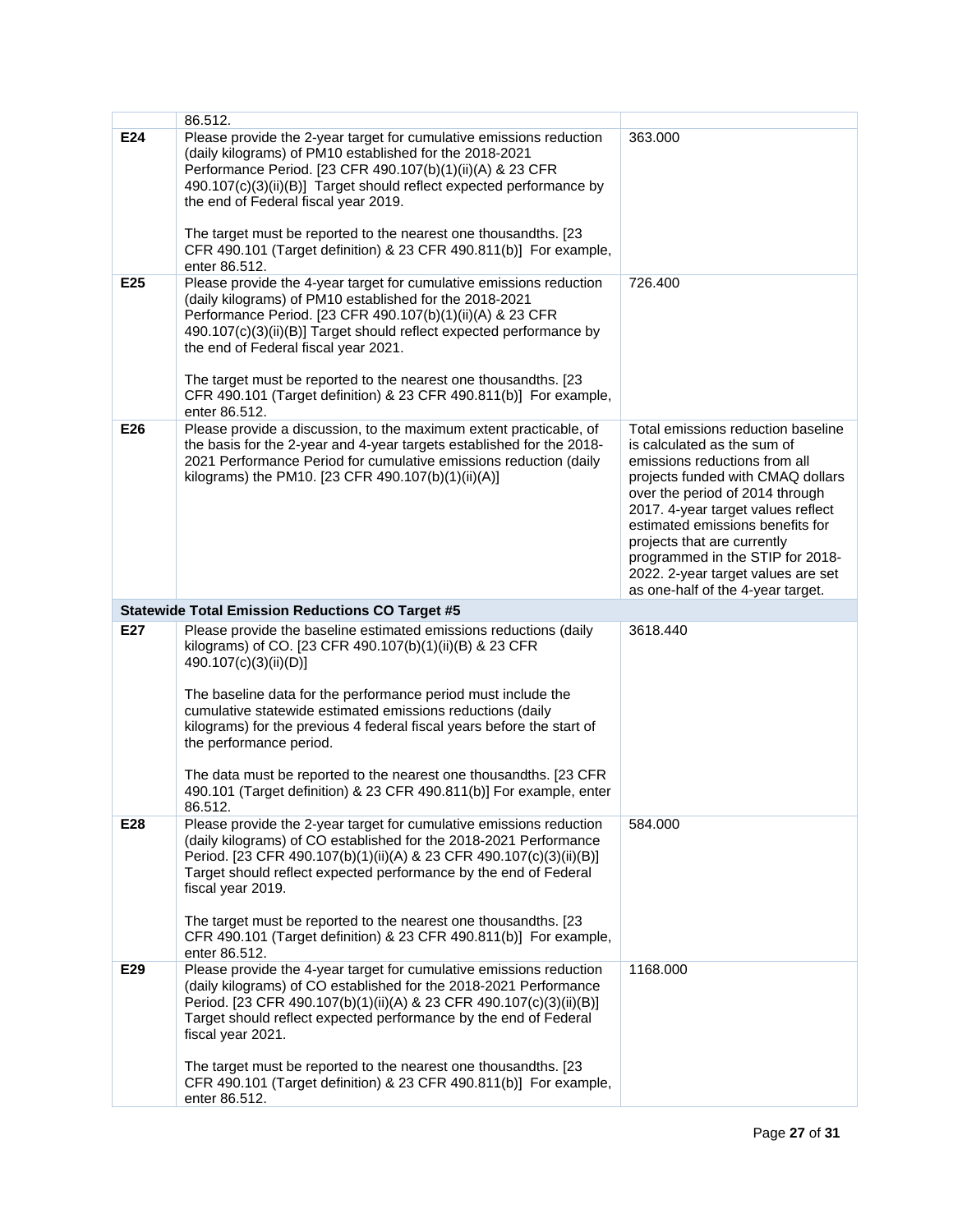| | | |
|---|---|---|
| | 86.512. | |
| **E24** | Please provide the 2-year target for cumulative emissions reduction (daily kilograms) of PM10 established for the 2018-2021 Performance Period. [23 CFR 490.107(b)(1)(ii)(A) & 23 CFR 490.107(c)(3)(ii)(B)] Target should reflect expected performance by the end of Federal fiscal year 2019.<br><br>The target must be reported to the nearest one thousandths. [23 CFR 490.101 (Target definition) & 23 CFR 490.811(b)] For example, enter 86.512. | 363.000 |
| **E25** | Please provide the 4-year target for cumulative emissions reduction (daily kilograms) of PM10 established for the 2018-2021 Performance Period. [23 CFR 490.107(b)(1)(ii)(A) & 23 CFR 490.107(c)(3)(ii)(B)] Target should reflect expected performance by the end of Federal fiscal year 2021.<br><br>The target must be reported to the nearest one thousandths. [23 CFR 490.101 (Target definition) & 23 CFR 490.811(b)] For example, enter 86.512. | 726.400 |
| **E26** | Please provide a discussion, to the maximum extent practicable, of the basis for the 2-year and 4-year targets established for the 2018-2021 Performance Period for cumulative emissions reduction (daily kilograms) the PM10. [23 CFR 490.107(b)(1)(ii)(A)] | Total emissions reduction baseline is calculated as the sum of emissions reductions from all projects funded with CMAQ dollars over the period of 2014 through 2017. 4-year target values reflect estimated emissions benefits for projects that are currently programmed in the STIP for 2018-2022. 2-year target values are set as one-half of the 4-year target. |
| | **Statewide Total Emission Reductions CO Target #5** | |
| **E27** | Please provide the baseline estimated emissions reductions (daily kilograms) of CO. [23 CFR 490.107(b)(1)(ii)(B) & 23 CFR 490.107(c)(3)(ii)(D)]<br><br>The baseline data for the performance period must include the cumulative statewide estimated emissions reductions (daily kilograms) for the previous 4 federal fiscal years before the start of the performance period.<br><br>The data must be reported to the nearest one thousandths. [23 CFR 490.101 (Target definition) & 23 CFR 490.811(b)] For example, enter 86.512. | 3618.440 |
| **E28** | Please provide the 2-year target for cumulative emissions reduction (daily kilograms) of CO established for the 2018-2021 Performance Period. [23 CFR 490.107(b)(1)(ii)(A) & 23 CFR 490.107(c)(3)(ii)(B)] Target should reflect expected performance by the end of Federal fiscal year 2019.<br><br>The target must be reported to the nearest one thousandths. [23 CFR 490.101 (Target definition) & 23 CFR 490.811(b)] For example, enter 86.512. | 584.000 |
| **E29** | Please provide the 4-year target for cumulative emissions reduction (daily kilograms) of CO established for the 2018-2021 Performance Period. [23 CFR 490.107(b)(1)(ii)(A) & 23 CFR 490.107(c)(3)(ii)(B)] Target should reflect expected performance by the end of Federal fiscal year 2021.<br><br>The target must be reported to the nearest one thousandths. [23 CFR 490.101 (Target definition) & 23 CFR 490.811(b)] For example, enter 86.512. | 1168.000 |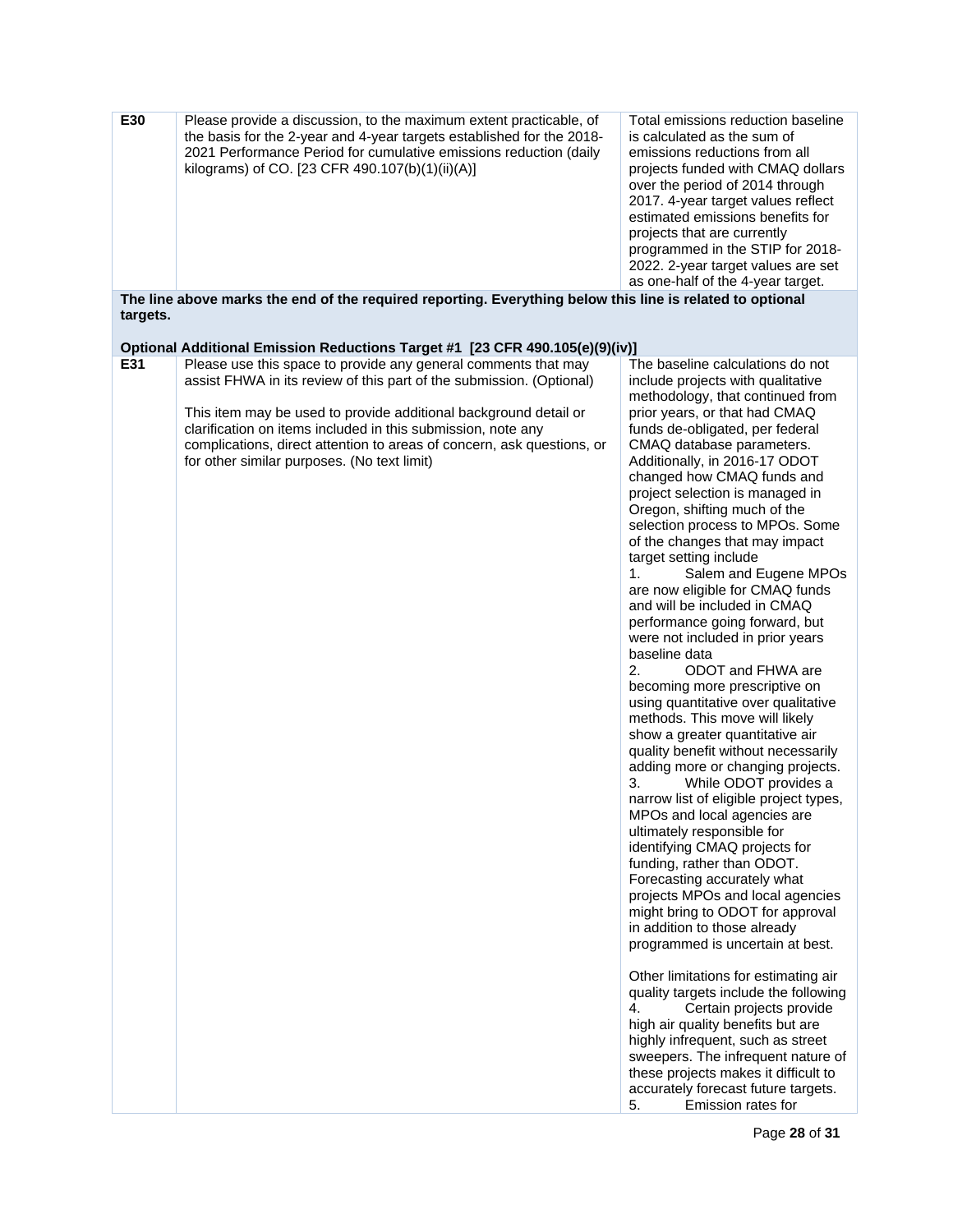| | | |
|---|---|---|
| **E30** | Please provide a discussion, to the maximum extent practicable, of the basis for the 2-year and 4-year targets established for the 2018-2021 Performance Period for cumulative emissions reduction (daily kilograms) of CO. [23 CFR 490.107(b)(1)(ii)(A)] | Total emissions reduction baseline is calculated as the sum of emissions reductions from all projects funded with CMAQ dollars over the period of 2014 through 2017. 4-year target values reflect estimated emissions benefits for projects that are currently programmed in the STIP for 2018-2022. 2-year target values are set as one-half of the 4-year target. |
| **The line above marks the end of the required reporting. Everything below this line is related to optional targets.**<br><br>**Optional Additional Emission Reductions Target #1 [23 CFR 490.105(e)(9)(iv)]** | | |
| **E31** | Please use this space to provide any general comments that may assist FHWA in its review of this part of the submission. (Optional)<br><br>This item may be used to provide additional background detail or clarification on items included in this submission, note any complications, direct attention to areas of concern, ask questions, or for other similar purposes. (No text limit) | The baseline calculations do not include projects with qualitative methodology, that continued from prior years, or that had CMAQ funds de-obligated, per federal CMAQ database parameters. Additionally, in 2016-17 ODOT changed how CMAQ funds and project selection is managed in Oregon, shifting much of the selection process to MPOs. Some of the changes that may impact target setting include<br>1. Salem and Eugene MPOs are now eligible for CMAQ funds and will be included in CMAQ performance going forward, but were not included in prior years baseline data<br>2. ODOT and FHWA are becoming more prescriptive on using quantitative over qualitative methods. This move will likely show a greater quantitative air quality benefit without necessarily adding more or changing projects.<br>3. While ODOT provides a narrow list of eligible project types, MPOs and local agencies are ultimately responsible for identifying CMAQ projects for funding, rather than ODOT. Forecasting accurately what projects MPOs and local agencies might bring to ODOT for approval in addition to those already programmed is uncertain at best.<br><br>Other limitations for estimating air quality targets include the following<br>4. Certain projects provide high air quality benefits but are highly infrequent, such as street sweepers. The infrequent nature of these projects makes it difficult to accurately forecast future targets.<br>5. Emission rates for |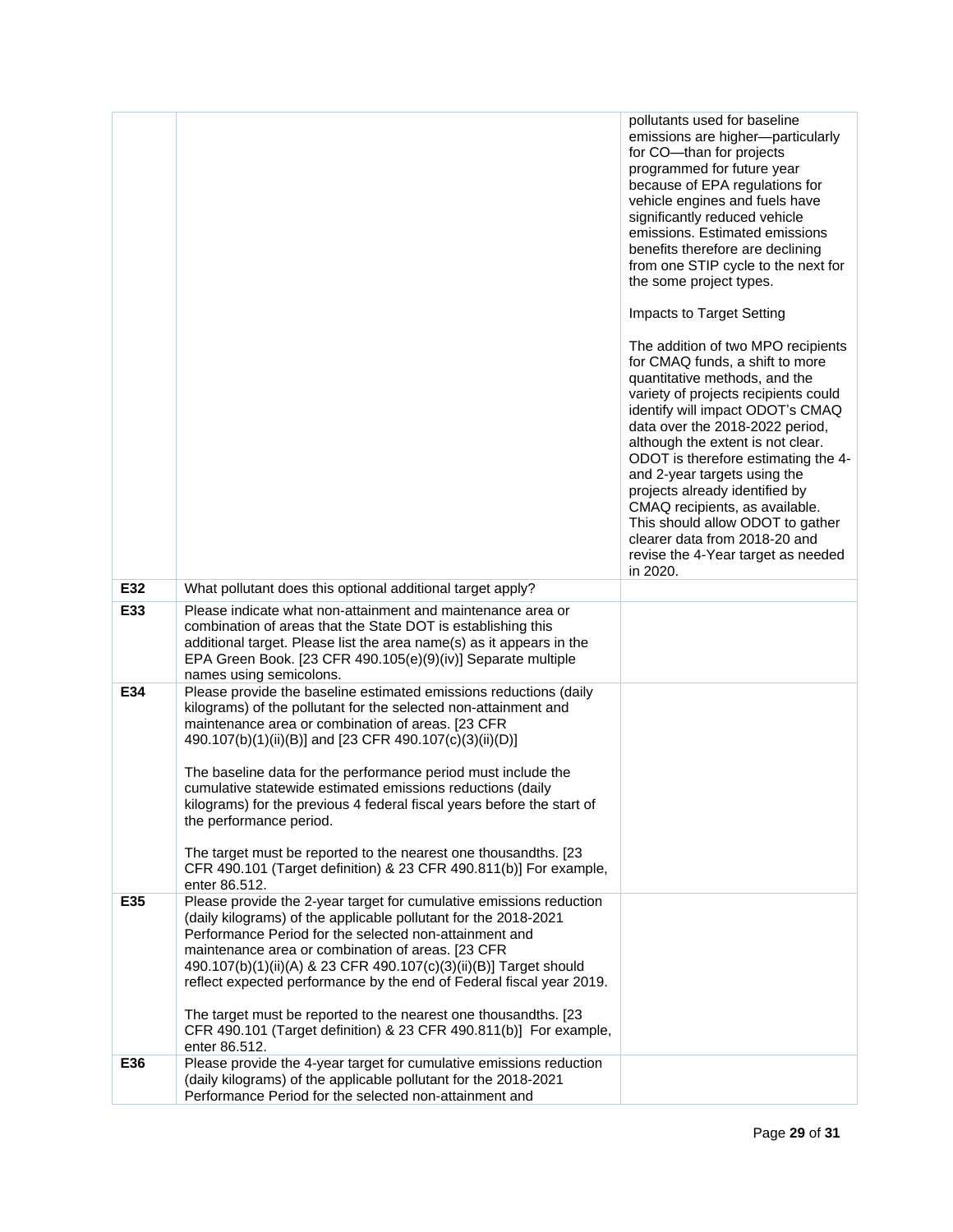| | | |
|---|---|---|
| | | pollutants used for baseline emissions are higher—particularly for CO—than for projects programmed for future year because of EPA regulations for vehicle engines and fuels have significantly reduced vehicle emissions. Estimated emissions benefits therefore are declining from one STIP cycle to the next for the some project types.<br><br>Impacts to Target Setting<br><br>The addition of two MPO recipients for CMAQ funds, a shift to more quantitative methods, and the variety of projects recipients could identify will impact ODOT's CMAQ data over the 2018-2022 period, although the extent is not clear. ODOT is therefore estimating the 4- and 2-year targets using the projects already identified by CMAQ recipients, as available. This should allow ODOT to gather clearer data from 2018-20 and revise the 4-Year target as needed in 2020. |
| **E32** | What pollutant does this optional additional target apply? | |
| **E33** | Please indicate what non-attainment and maintenance area or combination of areas that the State DOT is establishing this additional target. Please list the area name(s) as it appears in the EPA Green Book. [23 CFR 490.105(e)(9)(iv)] Separate multiple names using semicolons. | |
| **E34** | Please provide the baseline estimated emissions reductions (daily kilograms) of the pollutant for the selected non-attainment and maintenance area or combination of areas. [23 CFR 490.107(b)(1)(ii)(B)] and [23 CFR 490.107(c)(3)(ii)(D)]<br><br>The baseline data for the performance period must include the cumulative statewide estimated emissions reductions (daily kilograms) for the previous 4 federal fiscal years before the start of the performance period.<br><br>The target must be reported to the nearest one thousandths. [23 CFR 490.101 (Target definition) & 23 CFR 490.811(b)] For example, enter 86.512. | |
| **E35** | Please provide the 2-year target for cumulative emissions reduction (daily kilograms) of the applicable pollutant for the 2018-2021 Performance Period for the selected non-attainment and maintenance area or combination of areas. [23 CFR 490.107(b)(1)(ii)(A) & 23 CFR 490.107(c)(3)(ii)(B)] Target should reflect expected performance by the end of Federal fiscal year 2019.<br><br>The target must be reported to the nearest one thousandths. [23 CFR 490.101 (Target definition) & 23 CFR 490.811(b)] For example, enter 86.512. | |
| **E36** | Please provide the 4-year target for cumulative emissions reduction (daily kilograms) of the applicable pollutant for the 2018-2021 Performance Period for the selected non-attainment and | |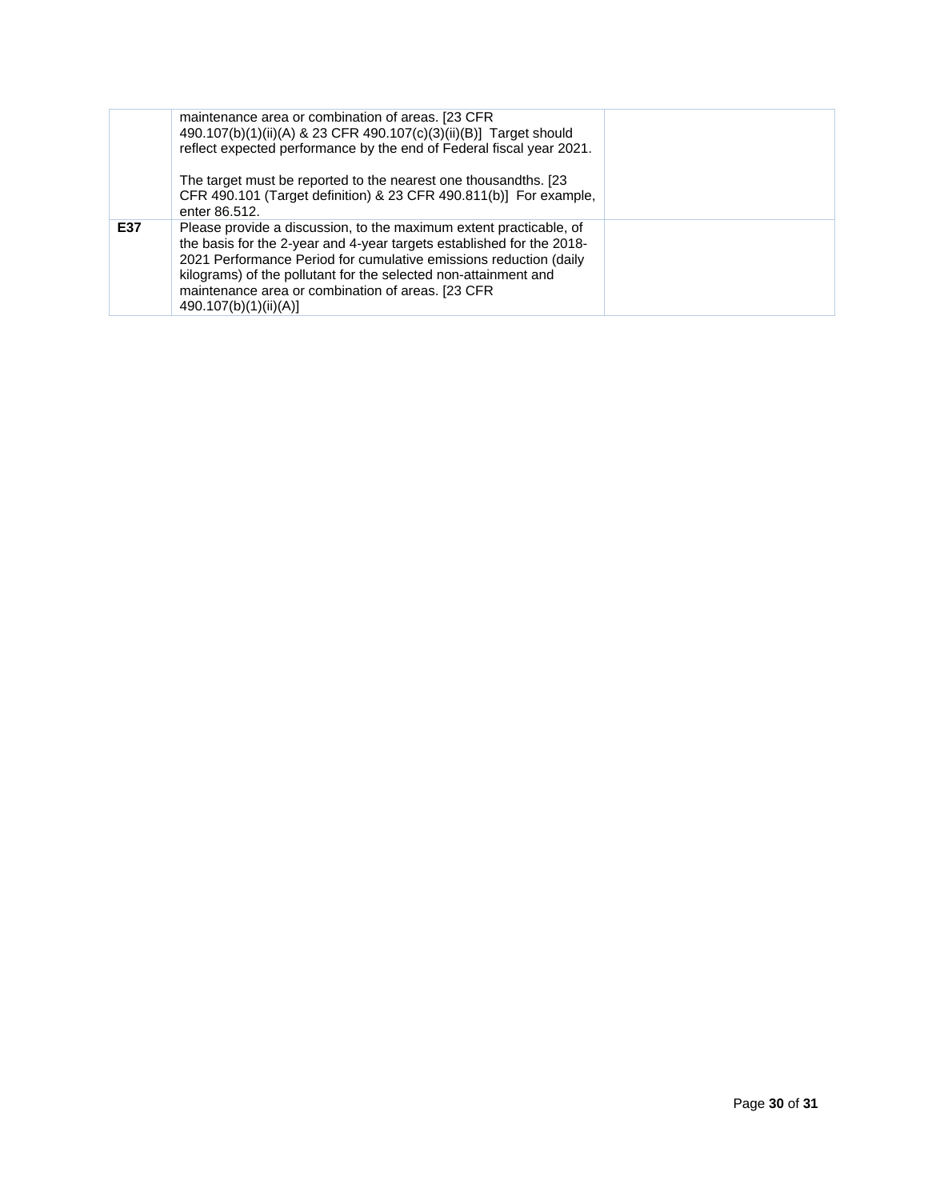| | | |
|---|---|---|
| | maintenance area or combination of areas. [23 CFR 490.107(b)(1)(ii)(A) & 23 CFR 490.107(c)(3)(ii)(B)] Target should reflect expected performance by the end of Federal fiscal year 2021.<br><br>The target must be reported to the nearest one thousandths. [23 CFR 490.101 (Target definition) & 23 CFR 490.811(b)] For example, enter 86.512. | |
| **E37** | Please provide a discussion, to the maximum extent practicable, of the basis for the 2-year and 4-year targets established for the 2018-2021 Performance Period for cumulative emissions reduction (daily kilograms) of the pollutant for the selected non-attainment and maintenance area or combination of areas. [23 CFR 490.107(b)(1)(ii)(A)] | |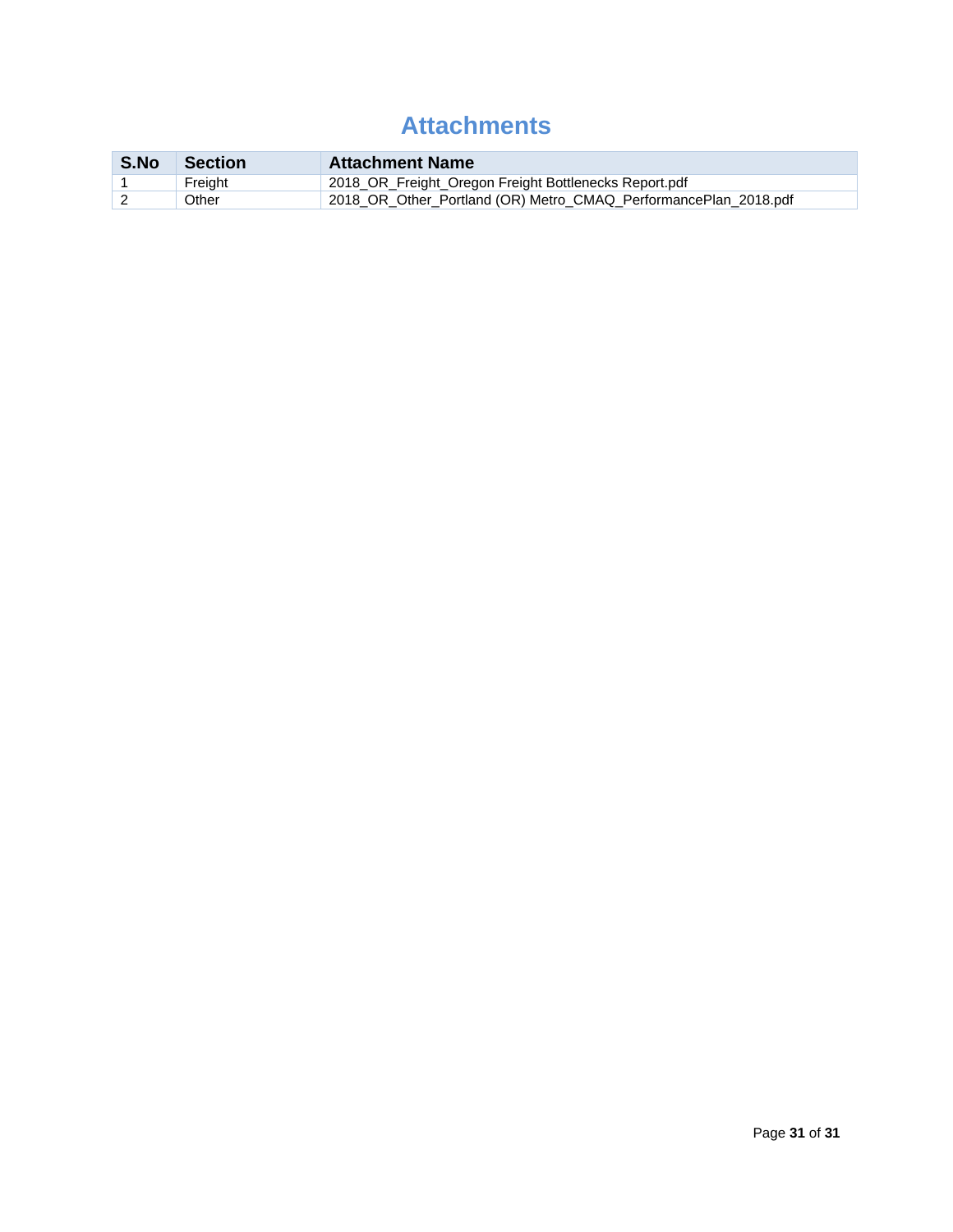# Attachments

| S.No | Section | Attachment Name |
|---|---|---|
| 1 | Freight | 2018_OR_Freight_Oregon Freight Bottlenecks Report.pdf |
| 2 | Other | 2018_OR_Other_Portland (OR) Metro_CMAQ_PerformancePlan_2018.pdf |